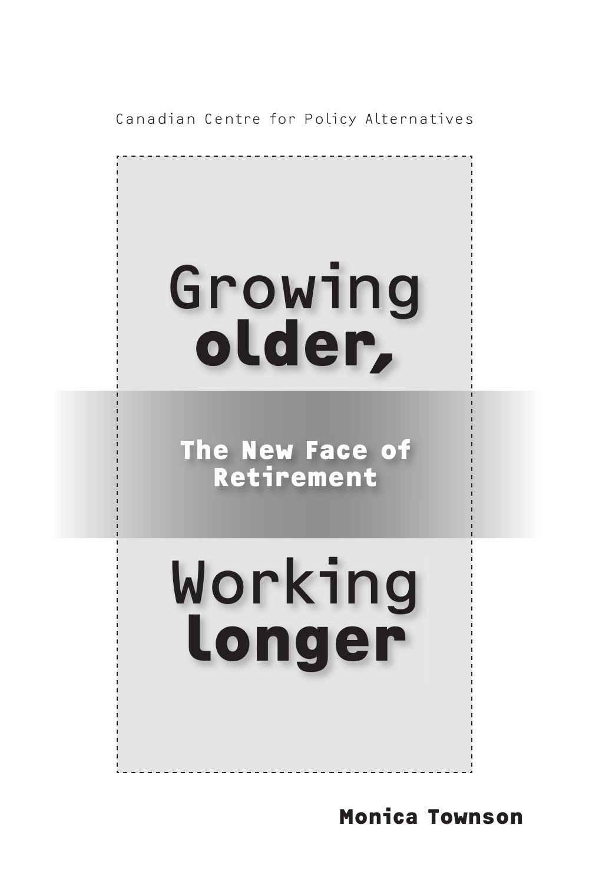Canadian Centre for Policy Alternatives

# Growing **older,**

## The New Face of Retirement

# Working **longer**

**Monica Townson**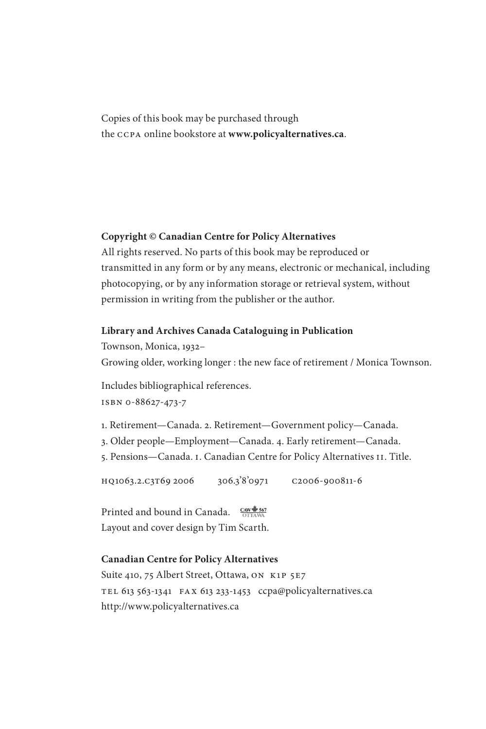Copies of this book may be purchased through
the CCPA online bookstore at **www.policyalternatives.ca**.

**Copyright © Canadian Centre for Policy Alternatives**
All rights reserved. No parts of this book may be reproduced or transmitted in any form or by any means, electronic or mechanical, including photocopying, or by any information storage or retrieval system, without permission in writing from the publisher or the author.

**Library and Archives Canada Cataloguing in Publication**
Townson, Monica, 1932–
Growing older, working longer : the new face of retirement / Monica Townson.

Includes bibliographical references.
ISBN 0-88627-473-7

1. Retirement—Canada. 2. Retirement—Government policy—Canada.
3. Older people—Employment—Canada. 4. Early retirement—Canada.
5. Pensions—Canada. I. Canadian Centre for Policy Alternatives II. Title.

HQ1063.2.C3T69 2006 306.3'8'0971 C2006-900811-6

Printed and bound in Canada. CAW 567 OTTAWA
Layout and cover design by Tim Scarth.

**Canadian Centre for Policy Alternatives**
Suite 410, 75 Albert Street, Ottawa, ON K1P 5E7
TEL 613 563-1341 FAX 613 233-1453 ccpa@policyalternatives.ca
http://www.policyalternatives.ca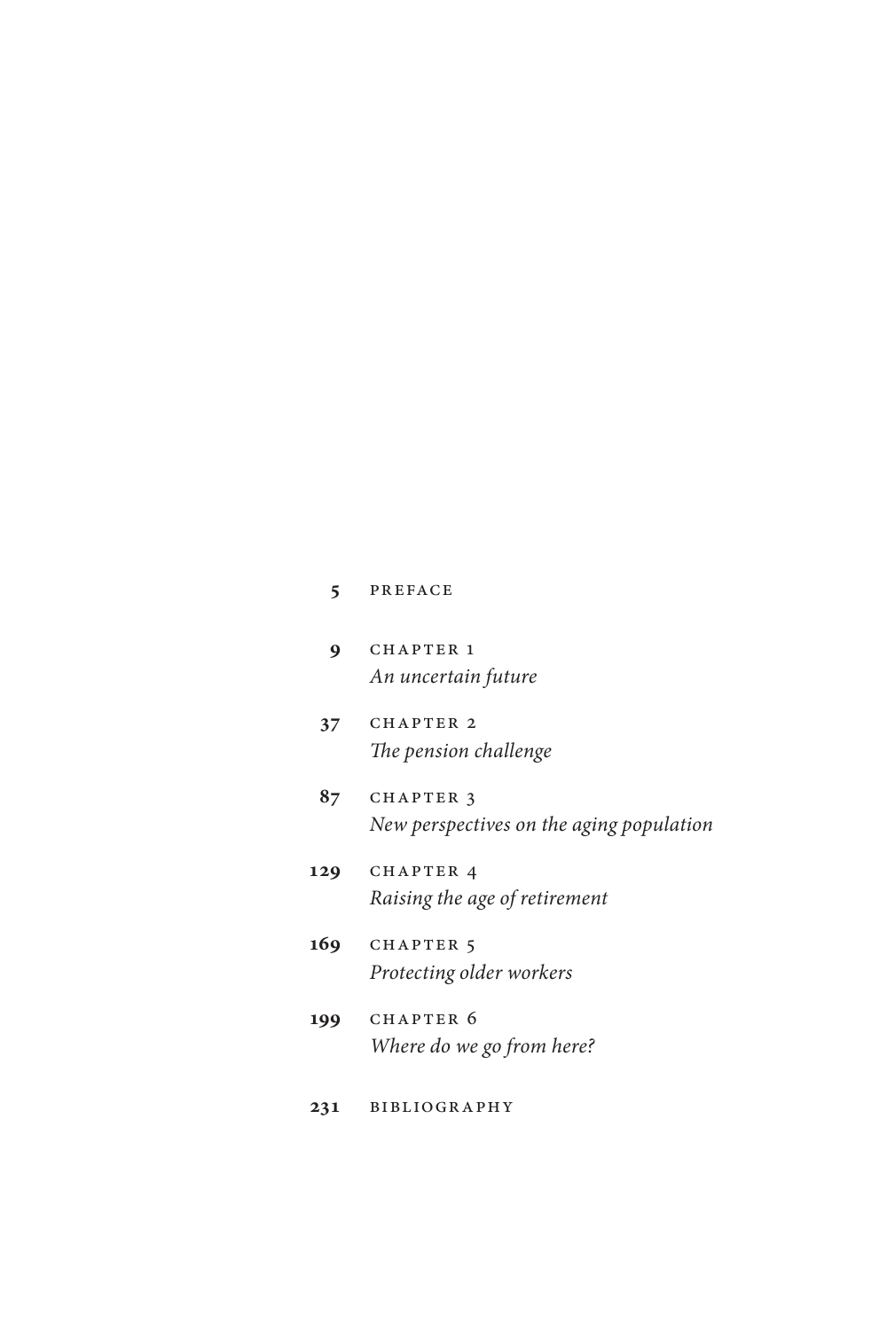**5** PREFACE

**9** CHAPTER 1
*An uncertain future*

**37** CHAPTER 2
*The pension challenge*

**87** CHAPTER 3
*New perspectives on the aging population*

**129** CHAPTER 4
*Raising the age of retirement*

**169** CHAPTER 5
*Protecting older workers*

**199** CHAPTER 6
*Where do we go from here?*

**231** BIBLIOGRAPHY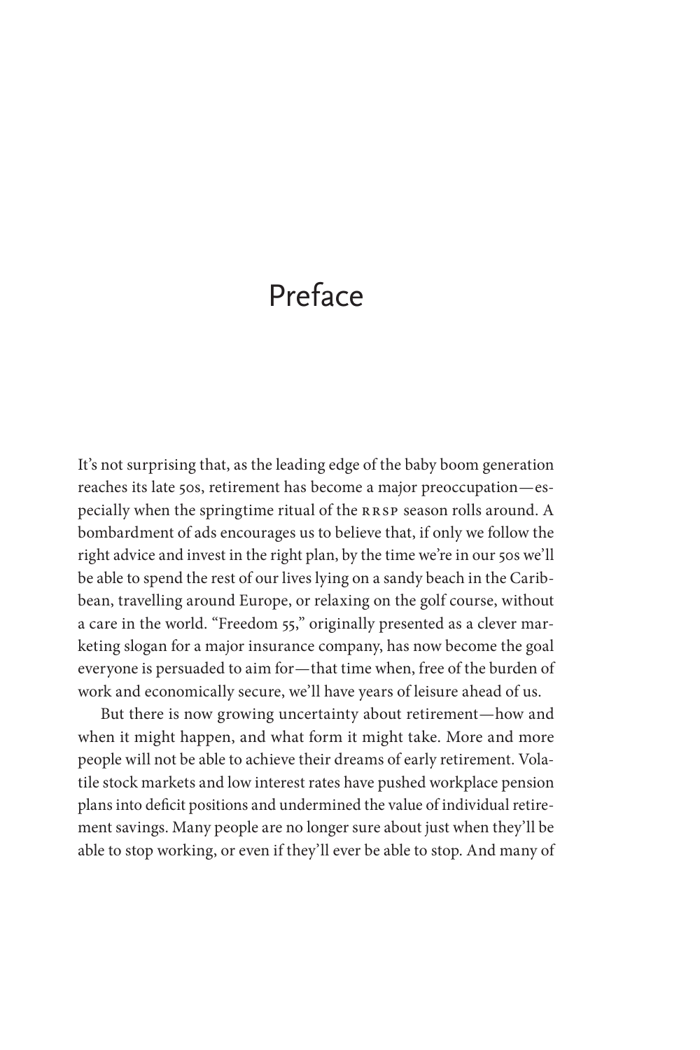# Preface

It's not surprising that, as the leading edge of the baby boom generation reaches its late 50s, retirement has become a major preoccupation—especially when the springtime ritual of the RRSP season rolls around. A bombardment of ads encourages us to believe that, if only we follow the right advice and invest in the right plan, by the time we're in our 50s we'll be able to spend the rest of our lives lying on a sandy beach in the Caribbean, travelling around Europe, or relaxing on the golf course, without a care in the world. "Freedom 55," originally presented as a clever marketing slogan for a major insurance company, has now become the goal everyone is persuaded to aim for—that time when, free of the burden of work and economically secure, we'll have years of leisure ahead of us.

But there is now growing uncertainty about retirement—how and when it might happen, and what form it might take. More and more people will not be able to achieve their dreams of early retirement. Volatile stock markets and low interest rates have pushed workplace pension plans into deficit positions and undermined the value of individual retirement savings. Many people are no longer sure about just when they'll be able to stop working, or even if they'll ever be able to stop. And many of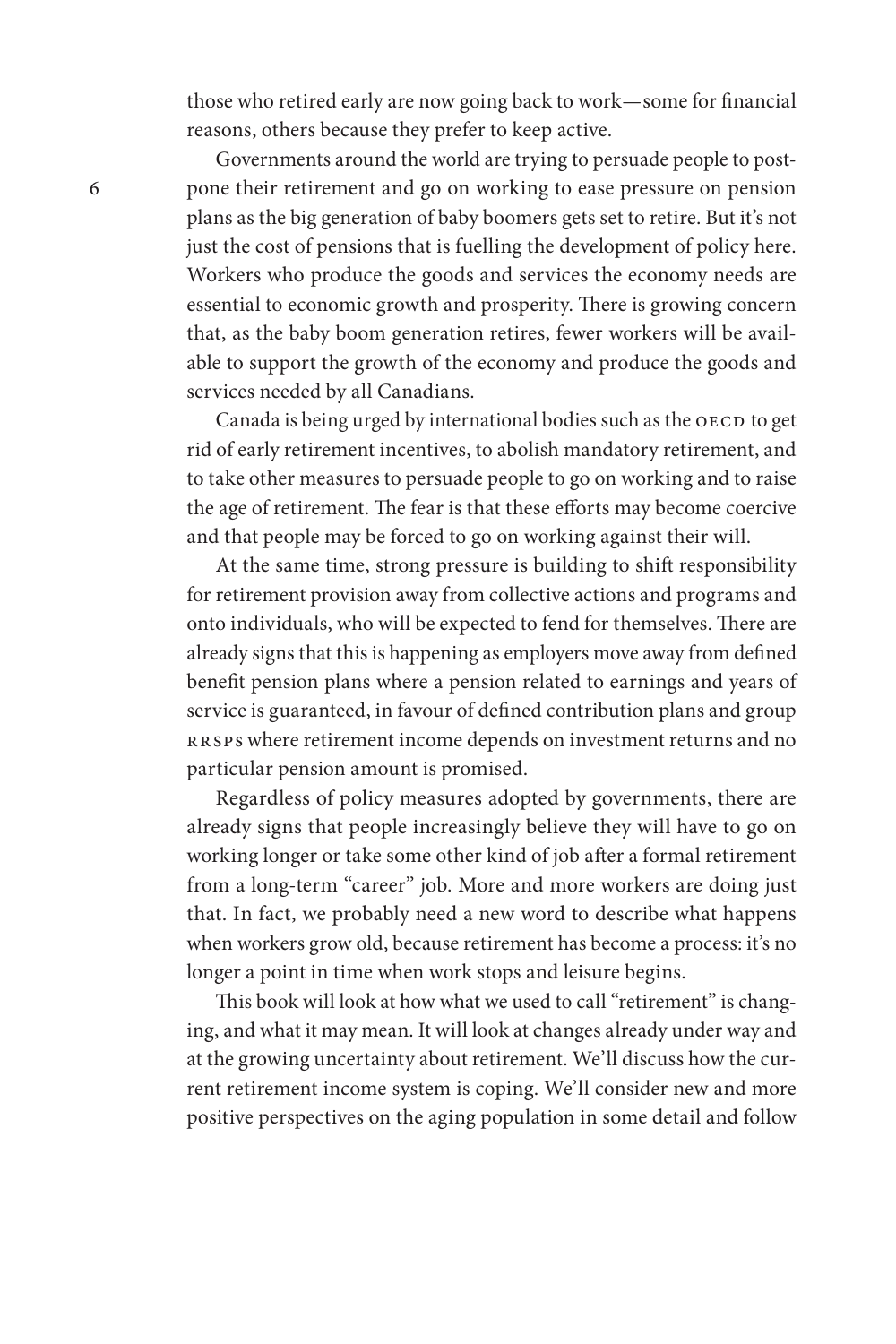those who retired early are now going back to work—some for financial reasons, others because they prefer to keep active.

Governments around the world are trying to persuade people to postpone their retirement and go on working to ease pressure on pension plans as the big generation of baby boomers gets set to retire. But it's not just the cost of pensions that is fuelling the development of policy here. Workers who produce the goods and services the economy needs are essential to economic growth and prosperity. There is growing concern that, as the baby boom generation retires, fewer workers will be available to support the growth of the economy and produce the goods and services needed by all Canadians.

Canada is being urged by international bodies such as the OECD to get rid of early retirement incentives, to abolish mandatory retirement, and to take other measures to persuade people to go on working and to raise the age of retirement. The fear is that these efforts may become coercive and that people may be forced to go on working against their will.

At the same time, strong pressure is building to shift responsibility for retirement provision away from collective actions and programs and onto individuals, who will be expected to fend for themselves. There are already signs that this is happening as employers move away from defined benefit pension plans where a pension related to earnings and years of service is guaranteed, in favour of defined contribution plans and group RRSPs where retirement income depends on investment returns and no particular pension amount is promised.

Regardless of policy measures adopted by governments, there are already signs that people increasingly believe they will have to go on working longer or take some other kind of job after a formal retirement from a long-term "career" job. More and more workers are doing just that. In fact, we probably need a new word to describe what happens when workers grow old, because retirement has become a process: it's no longer a point in time when work stops and leisure begins.

This book will look at how what we used to call "retirement" is changing, and what it may mean. It will look at changes already under way and at the growing uncertainty about retirement. We'll discuss how the current retirement income system is coping. We'll consider new and more positive perspectives on the aging population in some detail and follow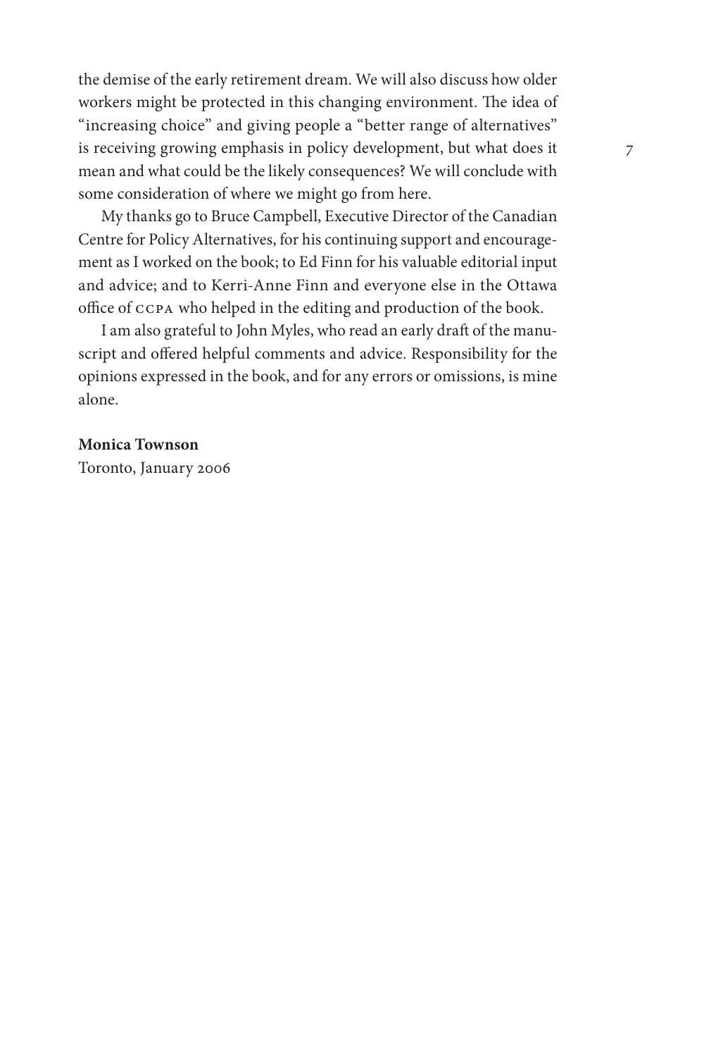the demise of the early retirement dream. We will also discuss how older workers might be protected in this changing environment. The idea of "increasing choice" and giving people a "better range of alternatives" is receiving growing emphasis in policy development, but what does it mean and what could be the likely consequences? We will conclude with some consideration of where we might go from here.

My thanks go to Bruce Campbell, Executive Director of the Canadian Centre for Policy Alternatives, for his continuing support and encouragement as I worked on the book; to Ed Finn for his valuable editorial input and advice; and to Kerri-Anne Finn and everyone else in the Ottawa office of CCPA who helped in the editing and production of the book.

I am also grateful to John Myles, who read an early draft of the manuscript and offered helpful comments and advice. Responsibility for the opinions expressed in the book, and for any errors or omissions, is mine alone.

**Monica Townson**
Toronto, January 2006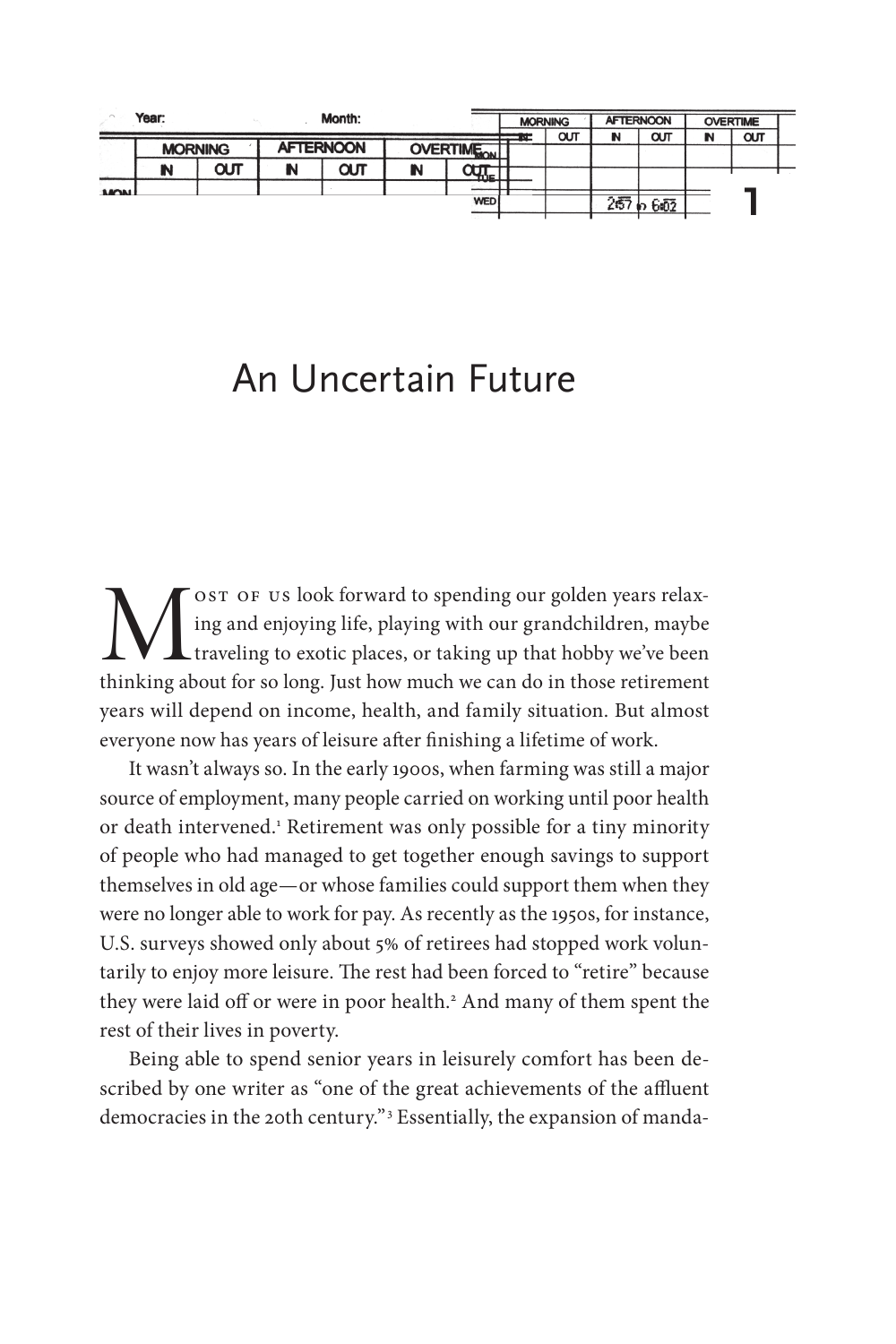# 1

# An Uncertain Future

Most of us look forward to spending our golden years relaxing and enjoying life, playing with our grandchildren, maybe traveling to exotic places, or taking up that hobby we've been thinking about for so long. Just how much we can do in those retirement years will depend on income, health, and family situation. But almost everyone now has years of leisure after finishing a lifetime of work.

It wasn't always so. In the early 1900s, when farming was still a major source of employment, many people carried on working until poor health or death intervened.[1] Retirement was only possible for a tiny minority of people who had managed to get together enough savings to support themselves in old age—or whose families could support them when they were no longer able to work for pay. As recently as the 1950s, for instance, U.S. surveys showed only about 5% of retirees had stopped work voluntarily to enjoy more leisure. The rest had been forced to "retire" because they were laid off or were in poor health.[2] And many of them spent the rest of their lives in poverty.

Being able to spend senior years in leisurely comfort has been described by one writer as "one of the great achievements of the affluent democracies in the 20th century."[3] Essentially, the expansion of manda-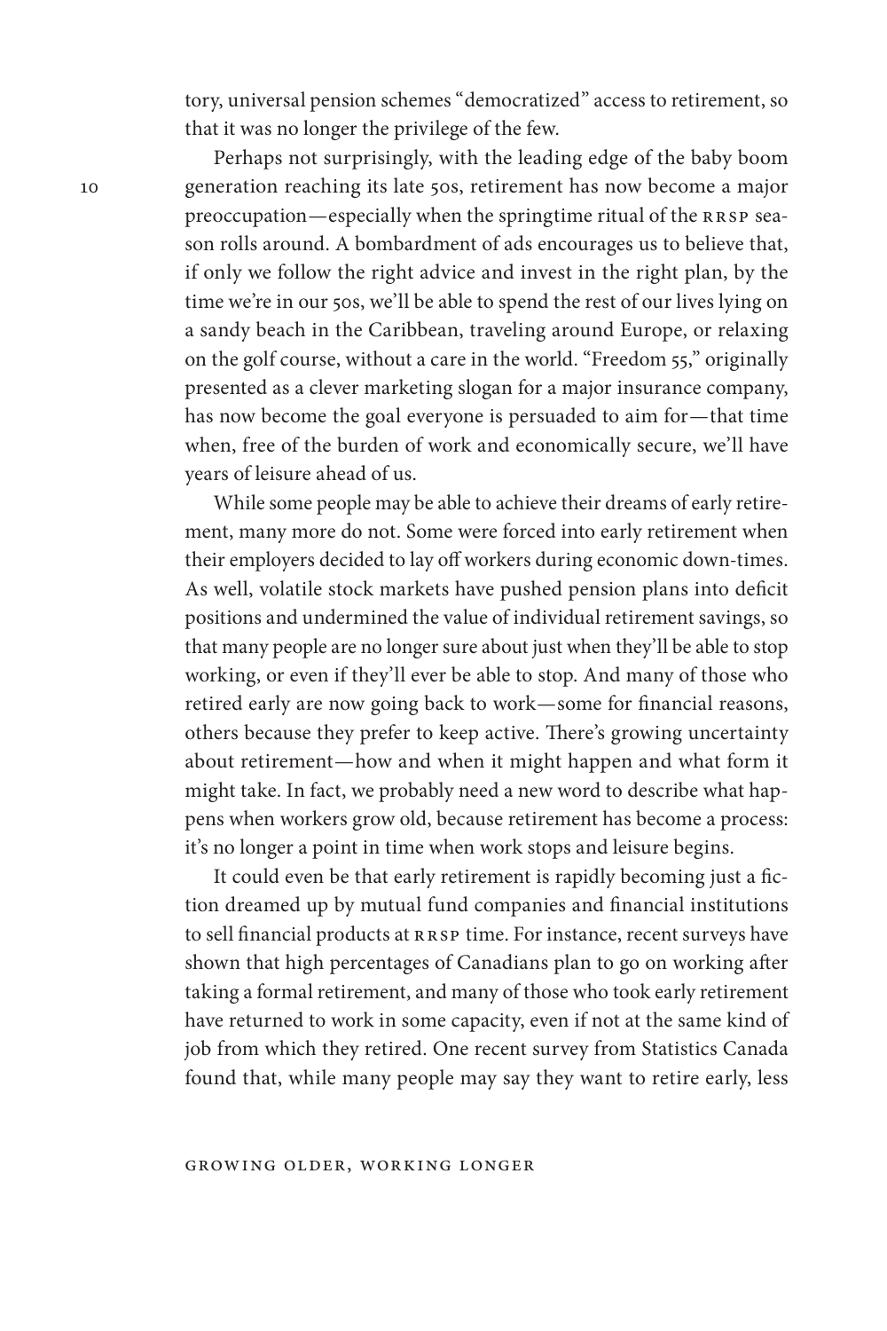tory, universal pension schemes "democratized" access to retirement, so that it was no longer the privilege of the few.

Perhaps not surprisingly, with the leading edge of the baby boom generation reaching its late 50s, retirement has now become a major preoccupation—especially when the springtime ritual of the RRSP season rolls around. A bombardment of ads encourages us to believe that, if only we follow the right advice and invest in the right plan, by the time we're in our 50s, we'll be able to spend the rest of our lives lying on a sandy beach in the Caribbean, traveling around Europe, or relaxing on the golf course, without a care in the world. "Freedom 55," originally presented as a clever marketing slogan for a major insurance company, has now become the goal everyone is persuaded to aim for—that time when, free of the burden of work and economically secure, we'll have years of leisure ahead of us.

While some people may be able to achieve their dreams of early retirement, many more do not. Some were forced into early retirement when their employers decided to lay off workers during economic down-times. As well, volatile stock markets have pushed pension plans into deficit positions and undermined the value of individual retirement savings, so that many people are no longer sure about just when they'll be able to stop working, or even if they'll ever be able to stop. And many of those who retired early are now going back to work—some for financial reasons, others because they prefer to keep active. There's growing uncertainty about retirement—how and when it might happen and what form it might take. In fact, we probably need a new word to describe what happens when workers grow old, because retirement has become a process: it's no longer a point in time when work stops and leisure begins.

It could even be that early retirement is rapidly becoming just a fiction dreamed up by mutual fund companies and financial institutions to sell financial products at RRSP time. For instance, recent surveys have shown that high percentages of Canadians plan to go on working after taking a formal retirement, and many of those who took early retirement have returned to work in some capacity, even if not at the same kind of job from which they retired. One recent survey from Statistics Canada found that, while many people may say they want to retire early, less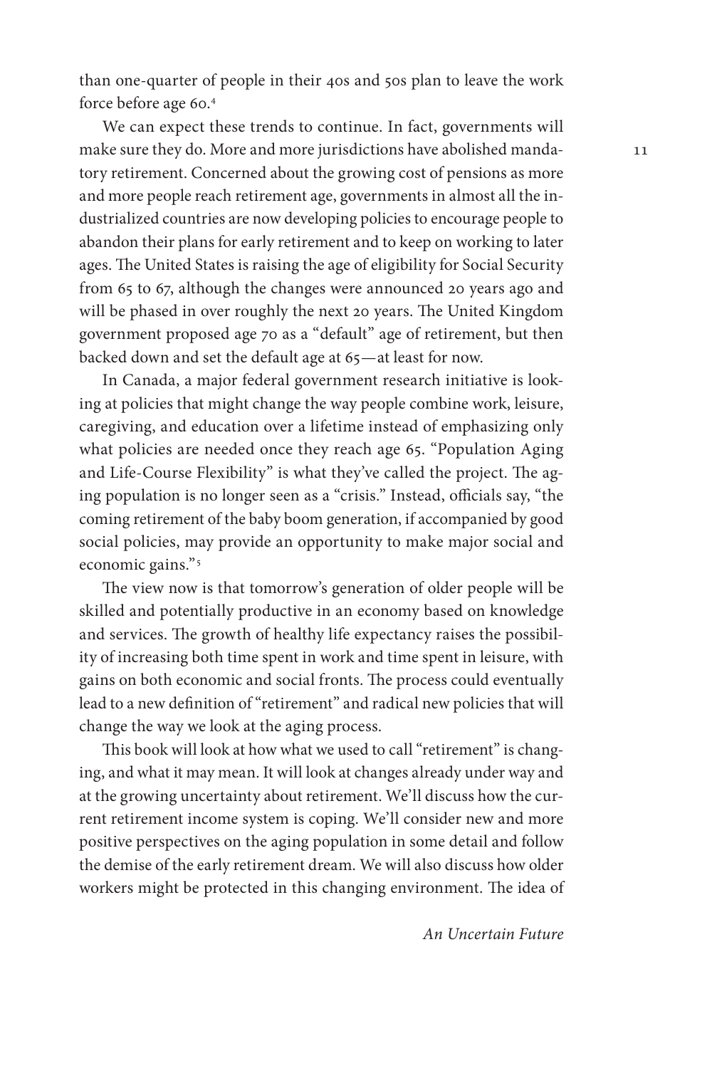than one-quarter of people in their 40s and 50s plan to leave the work force before age 60.[4]

We can expect these trends to continue. In fact, governments will make sure they do. More and more jurisdictions have abolished mandatory retirement. Concerned about the growing cost of pensions as more and more people reach retirement age, governments in almost all the industrialized countries are now developing policies to encourage people to abandon their plans for early retirement and to keep on working to later ages. The United States is raising the age of eligibility for Social Security from 65 to 67, although the changes were announced 20 years ago and will be phased in over roughly the next 20 years. The United Kingdom government proposed age 70 as a "default" age of retirement, but then backed down and set the default age at 65—at least for now.

In Canada, a major federal government research initiative is looking at policies that might change the way people combine work, leisure, caregiving, and education over a lifetime instead of emphasizing only what policies are needed once they reach age 65. "Population Aging and Life-Course Flexibility" is what they've called the project. The aging population is no longer seen as a "crisis." Instead, officials say, "the coming retirement of the baby boom generation, if accompanied by good social policies, may provide an opportunity to make major social and economic gains."[5]

The view now is that tomorrow's generation of older people will be skilled and potentially productive in an economy based on knowledge and services. The growth of healthy life expectancy raises the possibility of increasing both time spent in work and time spent in leisure, with gains on both economic and social fronts. The process could eventually lead to a new definition of "retirement" and radical new policies that will change the way we look at the aging process.

This book will look at how what we used to call "retirement" is changing, and what it may mean. It will look at changes already under way and at the growing uncertainty about retirement. We'll discuss how the current retirement income system is coping. We'll consider new and more positive perspectives on the aging population in some detail and follow the demise of the early retirement dream. We will also discuss how older workers might be protected in this changing environment. The idea of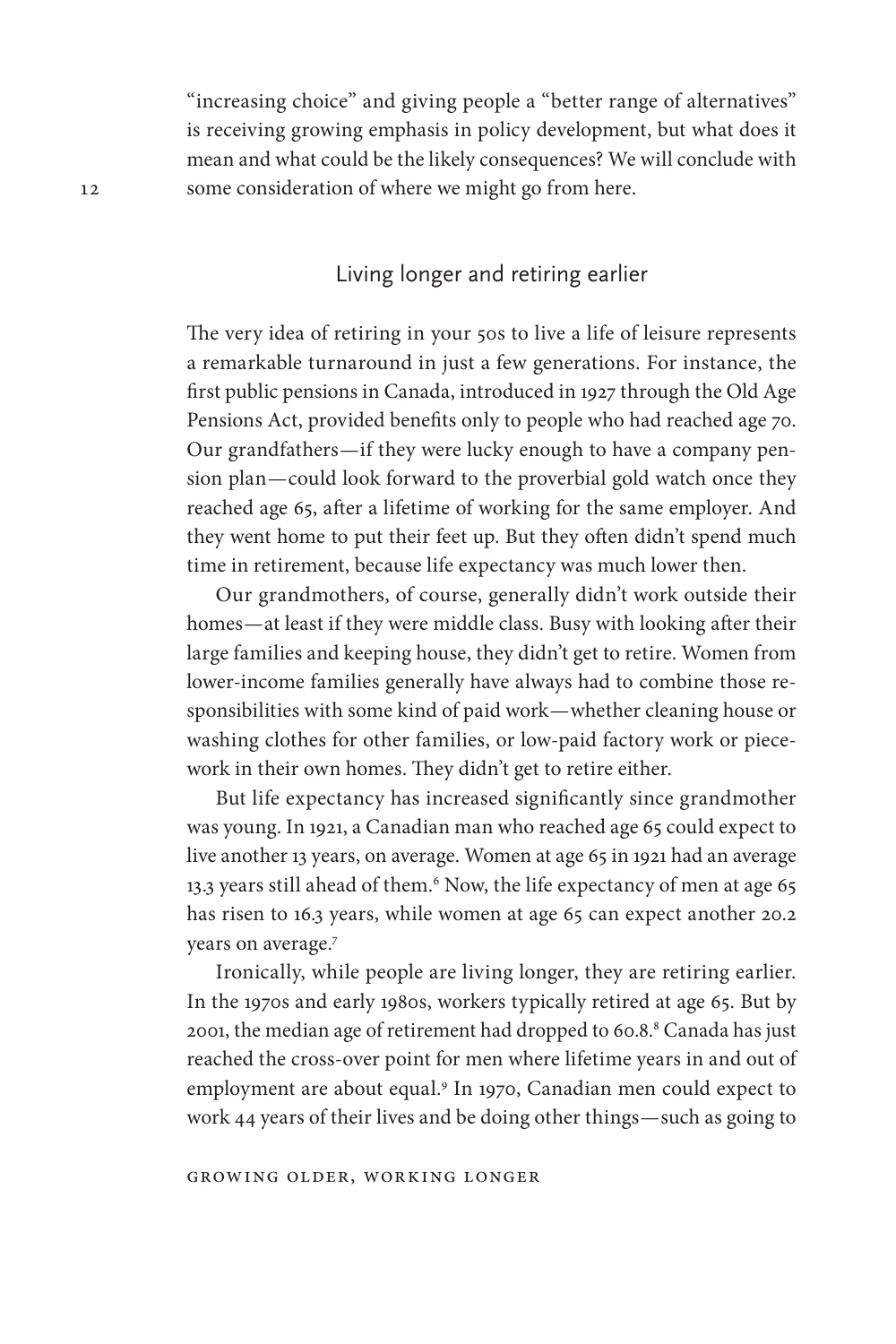"increasing choice" and giving people a "better range of alternatives" is receiving growing emphasis in policy development, but what does it mean and what could be the likely consequences? We will conclude with some consideration of where we might go from here.

## Living longer and retiring earlier

The very idea of retiring in your 50s to live a life of leisure represents a remarkable turnaround in just a few generations. For instance, the first public pensions in Canada, introduced in 1927 through the Old Age Pensions Act, provided benefits only to people who had reached age 70. Our grandfathers—if they were lucky enough to have a company pension plan—could look forward to the proverbial gold watch once they reached age 65, after a lifetime of working for the same employer. And they went home to put their feet up. But they often didn't spend much time in retirement, because life expectancy was much lower then.

Our grandmothers, of course, generally didn't work outside their homes—at least if they were middle class. Busy with looking after their large families and keeping house, they didn't get to retire. Women from lower-income families generally have always had to combine those responsibilities with some kind of paid work—whether cleaning house or washing clothes for other families, or low-paid factory work or piecework in their own homes. They didn't get to retire either.

But life expectancy has increased significantly since grandmother was young. In 1921, a Canadian man who reached age 65 could expect to live another 13 years, on average. Women at age 65 in 1921 had an average 13.3 years still ahead of them.[6] Now, the life expectancy of men at age 65 has risen to 16.3 years, while women at age 65 can expect another 20.2 years on average.[7]

Ironically, while people are living longer, they are retiring earlier. In the 1970s and early 1980s, workers typically retired at age 65. But by 2001, the median age of retirement had dropped to 60.8.[8] Canada has just reached the cross-over point for men where lifetime years in and out of employment are about equal.[9] In 1970, Canadian men could expect to work 44 years of their lives and be doing other things—such as going to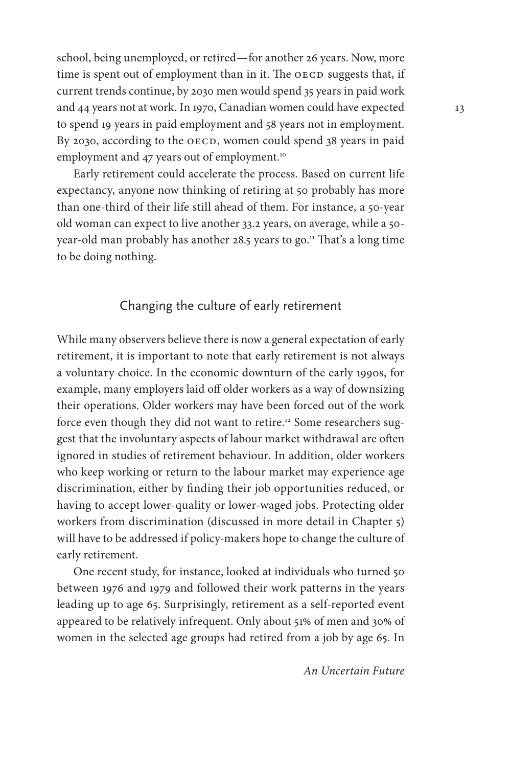school, being unemployed, or retired—for another 26 years. Now, more time is spent out of employment than in it. The OECD suggests that, if current trends continue, by 2030 men would spend 35 years in paid work and 44 years not at work. In 1970, Canadian women could have expected to spend 19 years in paid employment and 58 years not in employment. By 2030, according to the OECD, women could spend 38 years in paid employment and 47 years out of employment.[10]

Early retirement could accelerate the process. Based on current life expectancy, anyone now thinking of retiring at 50 probably has more than one-third of their life still ahead of them. For instance, a 50-year old woman can expect to live another 33.2 years, on average, while a 50-year-old man probably has another 28.5 years to go.[11] That's a long time to be doing nothing.

## Changing the culture of early retirement

While many observers believe there is now a general expectation of early retirement, it is important to note that early retirement is not always a voluntary choice. In the economic downturn of the early 1990s, for example, many employers laid off older workers as a way of downsizing their operations. Older workers may have been forced out of the work force even though they did not want to retire.[12] Some researchers suggest that the involuntary aspects of labour market withdrawal are often ignored in studies of retirement behaviour. In addition, older workers who keep working or return to the labour market may experience age discrimination, either by finding their job opportunities reduced, or having to accept lower-quality or lower-waged jobs. Protecting older workers from discrimination (discussed in more detail in Chapter 5) will have to be addressed if policy-makers hope to change the culture of early retirement.

One recent study, for instance, looked at individuals who turned 50 between 1976 and 1979 and followed their work patterns in the years leading up to age 65. Surprisingly, retirement as a self-reported event appeared to be relatively infrequent. Only about 51% of men and 30% of women in the selected age groups had retired from a job by age 65. In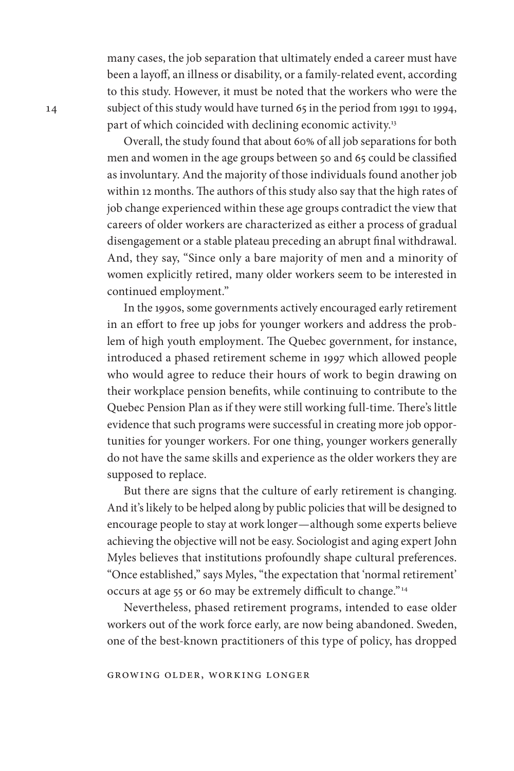many cases, the job separation that ultimately ended a career must have been a layoff, an illness or disability, or a family-related event, according to this study. However, it must be noted that the workers who were the subject of this study would have turned 65 in the period from 1991 to 1994, part of which coincided with declining economic activity.[13]

Overall, the study found that about 60% of all job separations for both men and women in the age groups between 50 and 65 could be classified as involuntary. And the majority of those individuals found another job within 12 months. The authors of this study also say that the high rates of job change experienced within these age groups contradict the view that careers of older workers are characterized as either a process of gradual disengagement or a stable plateau preceding an abrupt final withdrawal. And, they say, "Since only a bare majority of men and a minority of women explicitly retired, many older workers seem to be interested in continued employment."

In the 1990s, some governments actively encouraged early retirement in an effort to free up jobs for younger workers and address the problem of high youth employment. The Quebec government, for instance, introduced a phased retirement scheme in 1997 which allowed people who would agree to reduce their hours of work to begin drawing on their workplace pension benefits, while continuing to contribute to the Quebec Pension Plan as if they were still working full-time. There's little evidence that such programs were successful in creating more job opportunities for younger workers. For one thing, younger workers generally do not have the same skills and experience as the older workers they are supposed to replace.

But there are signs that the culture of early retirement is changing. And it's likely to be helped along by public policies that will be designed to encourage people to stay at work longer—although some experts believe achieving the objective will not be easy. Sociologist and aging expert John Myles believes that institutions profoundly shape cultural preferences. "Once established," says Myles, "the expectation that 'normal retirement' occurs at age 55 or 60 may be extremely difficult to change."[14]

Nevertheless, phased retirement programs, intended to ease older workers out of the work force early, are now being abandoned. Sweden, one of the best-known practitioners of this type of policy, has dropped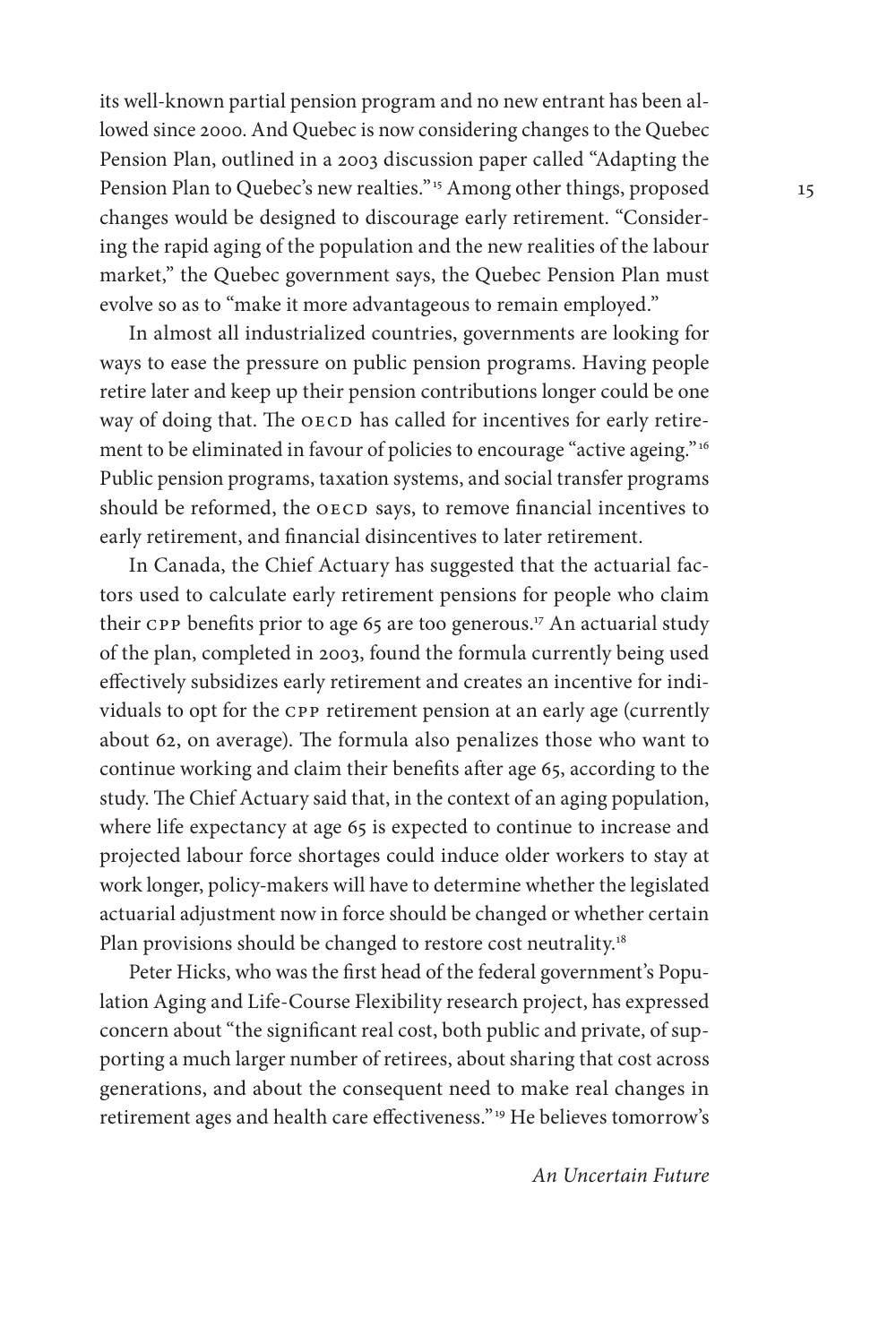its well-known partial pension program and no new entrant has been allowed since 2000. And Quebec is now considering changes to the Quebec Pension Plan, outlined in a 2003 discussion paper called "Adapting the Pension Plan to Quebec's new realties."[15] Among other things, proposed changes would be designed to discourage early retirement. "Considering the rapid aging of the population and the new realities of the labour market," the Quebec government says, the Quebec Pension Plan must evolve so as to "make it more advantageous to remain employed."

In almost all industrialized countries, governments are looking for ways to ease the pressure on public pension programs. Having people retire later and keep up their pension contributions longer could be one way of doing that. The OECD has called for incentives for early retirement to be eliminated in favour of policies to encourage "active ageing."[16] Public pension programs, taxation systems, and social transfer programs should be reformed, the OECD says, to remove financial incentives to early retirement, and financial disincentives to later retirement.

In Canada, the Chief Actuary has suggested that the actuarial factors used to calculate early retirement pensions for people who claim their CPP benefits prior to age 65 are too generous.[17] An actuarial study of the plan, completed in 2003, found the formula currently being used effectively subsidizes early retirement and creates an incentive for individuals to opt for the CPP retirement pension at an early age (currently about 62, on average). The formula also penalizes those who want to continue working and claim their benefits after age 65, according to the study. The Chief Actuary said that, in the context of an aging population, where life expectancy at age 65 is expected to continue to increase and projected labour force shortages could induce older workers to stay at work longer, policy-makers will have to determine whether the legislated actuarial adjustment now in force should be changed or whether certain Plan provisions should be changed to restore cost neutrality.[18]

Peter Hicks, who was the first head of the federal government's Population Aging and Life-Course Flexibility research project, has expressed concern about "the significant real cost, both public and private, of supporting a much larger number of retirees, about sharing that cost across generations, and about the consequent need to make real changes in retirement ages and health care effectiveness."[19] He believes tomorrow's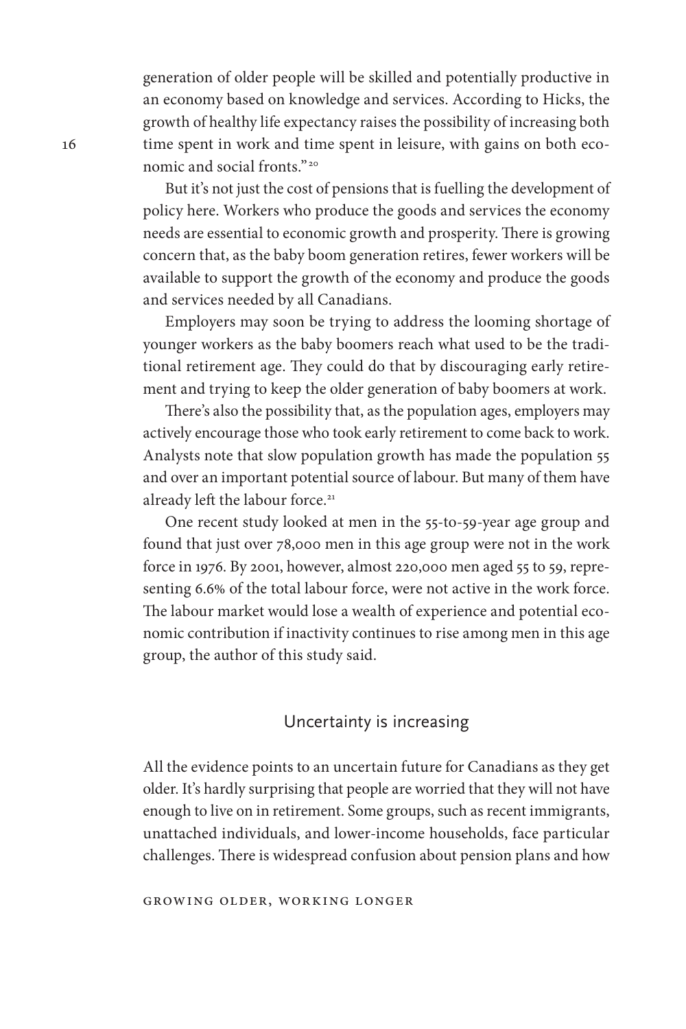generation of older people will be skilled and potentially productive in an economy based on knowledge and services. According to Hicks, the growth of healthy life expectancy raises the possibility of increasing both time spent in work and time spent in leisure, with gains on both economic and social fronts."[20]

But it's not just the cost of pensions that is fuelling the development of policy here. Workers who produce the goods and services the economy needs are essential to economic growth and prosperity. There is growing concern that, as the baby boom generation retires, fewer workers will be available to support the growth of the economy and produce the goods and services needed by all Canadians.

Employers may soon be trying to address the looming shortage of younger workers as the baby boomers reach what used to be the traditional retirement age. They could do that by discouraging early retirement and trying to keep the older generation of baby boomers at work.

There's also the possibility that, as the population ages, employers may actively encourage those who took early retirement to come back to work. Analysts note that slow population growth has made the population 55 and over an important potential source of labour. But many of them have already left the labour force.[21]

One recent study looked at men in the 55-to-59-year age group and found that just over 78,000 men in this age group were not in the work force in 1976. By 2001, however, almost 220,000 men aged 55 to 59, representing 6.6% of the total labour force, were not active in the work force. The labour market would lose a wealth of experience and potential economic contribution if inactivity continues to rise among men in this age group, the author of this study said.

## Uncertainty is increasing

All the evidence points to an uncertain future for Canadians as they get older. It's hardly surprising that people are worried that they will not have enough to live on in retirement. Some groups, such as recent immigrants, unattached individuals, and lower-income households, face particular challenges. There is widespread confusion about pension plans and how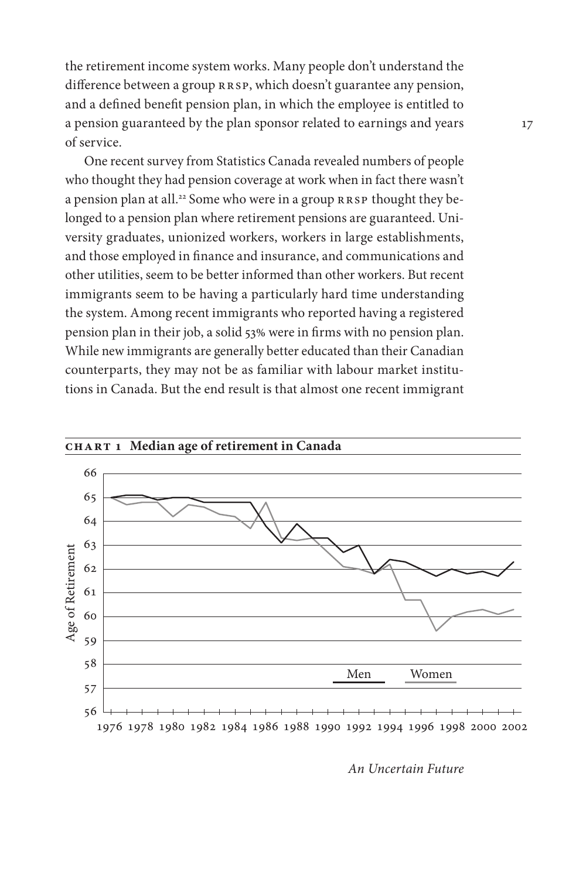the retirement income system works. Many people don't understand the difference between a group RRSP, which doesn't guarantee any pension, and a defined benefit pension plan, in which the employee is entitled to a pension guaranteed by the plan sponsor related to earnings and years of service.

One recent survey from Statistics Canada revealed numbers of people who thought they had pension coverage at work when in fact there wasn't a pension plan at all.[22] Some who were in a group RRSP thought they belonged to a pension plan where retirement pensions are guaranteed. University graduates, unionized workers, workers in large establishments, and those employed in finance and insurance, and communications and other utilities, seem to be better informed than other workers. But recent immigrants seem to be having a particularly hard time understanding the system. Among recent immigrants who reported having a registered pension plan in their job, a solid 53% were in firms with no pension plan. While new immigrants are generally better educated than their Canadian counterparts, they may not be as familiar with labour market institutions in Canada. But the end result is that almost one recent immigrant

**CHART 1 Median age of retirement in Canada**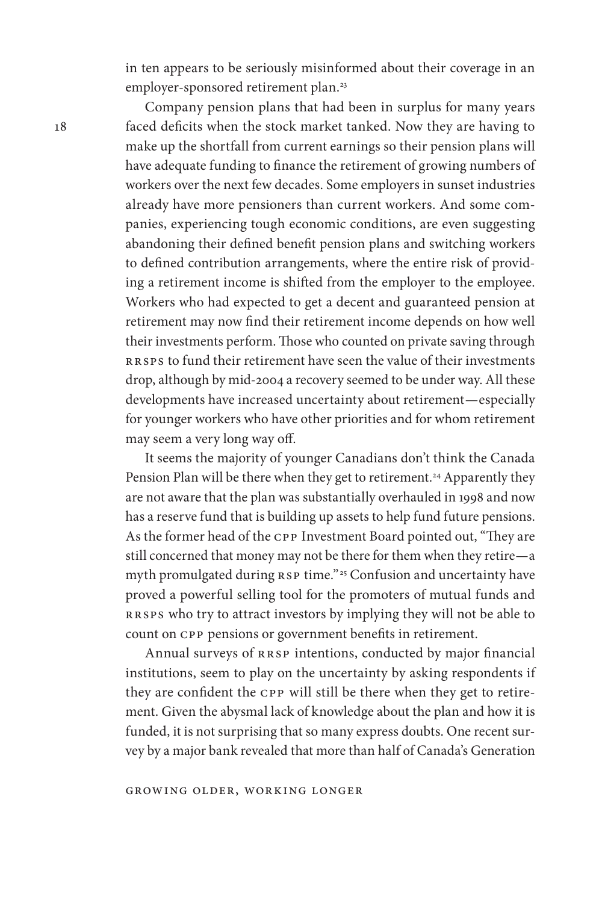in ten appears to be seriously misinformed about their coverage in an employer-sponsored retirement plan.[23]

Company pension plans that had been in surplus for many years faced deficits when the stock market tanked. Now they are having to make up the shortfall from current earnings so their pension plans will have adequate funding to finance the retirement of growing numbers of workers over the next few decades. Some employers in sunset industries already have more pensioners than current workers. And some companies, experiencing tough economic conditions, are even suggesting abandoning their defined benefit pension plans and switching workers to defined contribution arrangements, where the entire risk of providing a retirement income is shifted from the employer to the employee. Workers who had expected to get a decent and guaranteed pension at retirement may now find their retirement income depends on how well their investments perform. Those who counted on private saving through RRSPS to fund their retirement have seen the value of their investments drop, although by mid-2004 a recovery seemed to be under way. All these developments have increased uncertainty about retirement—especially for younger workers who have other priorities and for whom retirement may seem a very long way off.

It seems the majority of younger Canadians don't think the Canada Pension Plan will be there when they get to retirement.[24] Apparently they are not aware that the plan was substantially overhauled in 1998 and now has a reserve fund that is building up assets to help fund future pensions. As the former head of the CPP Investment Board pointed out, "They are still concerned that money may not be there for them when they retire—a myth promulgated during RSP time."[25] Confusion and uncertainty have proved a powerful selling tool for the promoters of mutual funds and RRSPS who try to attract investors by implying they will not be able to count on CPP pensions or government benefits in retirement.

Annual surveys of RRSP intentions, conducted by major financial institutions, seem to play on the uncertainty by asking respondents if they are confident the CPP will still be there when they get to retirement. Given the abysmal lack of knowledge about the plan and how it is funded, it is not surprising that so many express doubts. One recent survey by a major bank revealed that more than half of Canada's Generation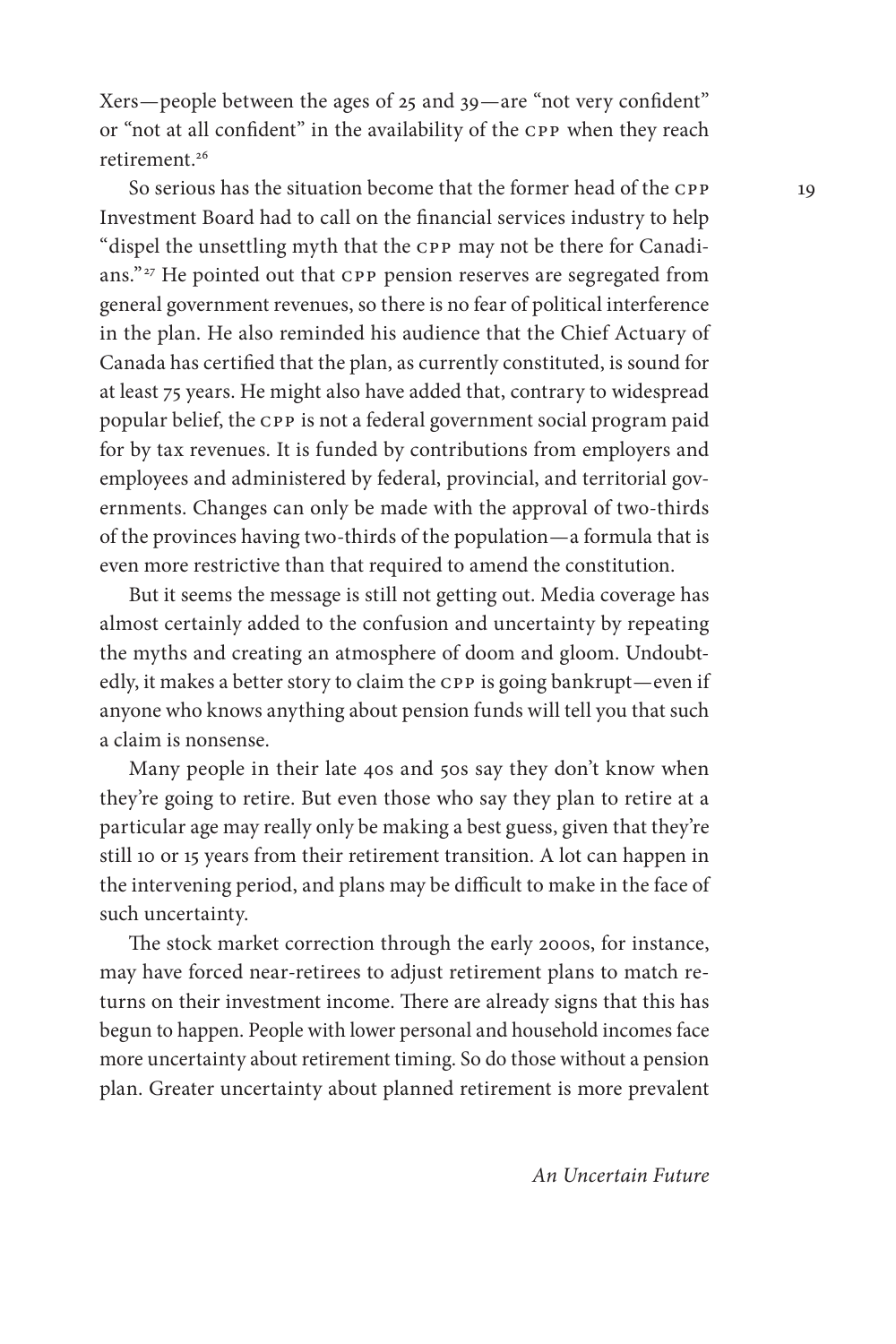Xers—people between the ages of 25 and 39—are "not very confident" or "not at all confident" in the availability of the CPP when they reach retirement.[26]

So serious has the situation become that the former head of the CPP Investment Board had to call on the financial services industry to help "dispel the unsettling myth that the CPP may not be there for Canadians."[27] He pointed out that CPP pension reserves are segregated from general government revenues, so there is no fear of political interference in the plan. He also reminded his audience that the Chief Actuary of Canada has certified that the plan, as currently constituted, is sound for at least 75 years. He might also have added that, contrary to widespread popular belief, the CPP is not a federal government social program paid for by tax revenues. It is funded by contributions from employers and employees and administered by federal, provincial, and territorial governments. Changes can only be made with the approval of two-thirds of the provinces having two-thirds of the population—a formula that is even more restrictive than that required to amend the constitution.

But it seems the message is still not getting out. Media coverage has almost certainly added to the confusion and uncertainty by repeating the myths and creating an atmosphere of doom and gloom. Undoubtedly, it makes a better story to claim the CPP is going bankrupt—even if anyone who knows anything about pension funds will tell you that such a claim is nonsense.

Many people in their late 40s and 50s say they don't know when they're going to retire. But even those who say they plan to retire at a particular age may really only be making a best guess, given that they're still 10 or 15 years from their retirement transition. A lot can happen in the intervening period, and plans may be difficult to make in the face of such uncertainty.

The stock market correction through the early 2000s, for instance, may have forced near-retirees to adjust retirement plans to match returns on their investment income. There are already signs that this has begun to happen. People with lower personal and household incomes face more uncertainty about retirement timing. So do those without a pension plan. Greater uncertainty about planned retirement is more prevalent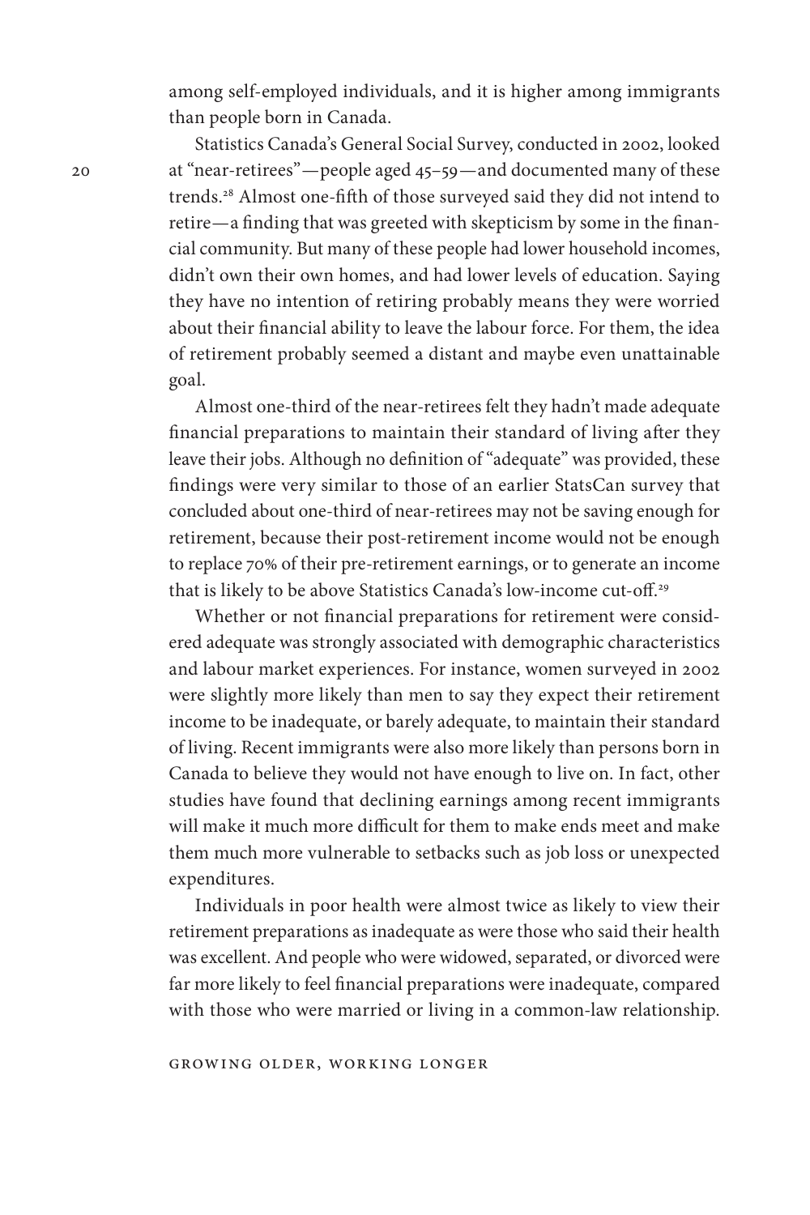among self-employed individuals, and it is higher among immigrants than people born in Canada.

Statistics Canada's General Social Survey, conducted in 2002, looked at "near-retirees"—people aged 45–59—and documented many of these trends.[28] Almost one-fifth of those surveyed said they did not intend to retire—a finding that was greeted with skepticism by some in the financial community. But many of these people had lower household incomes, didn't own their own homes, and had lower levels of education. Saying they have no intention of retiring probably means they were worried about their financial ability to leave the labour force. For them, the idea of retirement probably seemed a distant and maybe even unattainable goal.

Almost one-third of the near-retirees felt they hadn't made adequate financial preparations to maintain their standard of living after they leave their jobs. Although no definition of "adequate" was provided, these findings were very similar to those of an earlier StatsCan survey that concluded about one-third of near-retirees may not be saving enough for retirement, because their post-retirement income would not be enough to replace 70% of their pre-retirement earnings, or to generate an income that is likely to be above Statistics Canada's low-income cut-off.[29]

Whether or not financial preparations for retirement were considered adequate was strongly associated with demographic characteristics and labour market experiences. For instance, women surveyed in 2002 were slightly more likely than men to say they expect their retirement income to be inadequate, or barely adequate, to maintain their standard of living. Recent immigrants were also more likely than persons born in Canada to believe they would not have enough to live on. In fact, other studies have found that declining earnings among recent immigrants will make it much more difficult for them to make ends meet and make them much more vulnerable to setbacks such as job loss or unexpected expenditures.

Individuals in poor health were almost twice as likely to view their retirement preparations as inadequate as were those who said their health was excellent. And people who were widowed, separated, or divorced were far more likely to feel financial preparations were inadequate, compared with those who were married or living in a common-law relationship.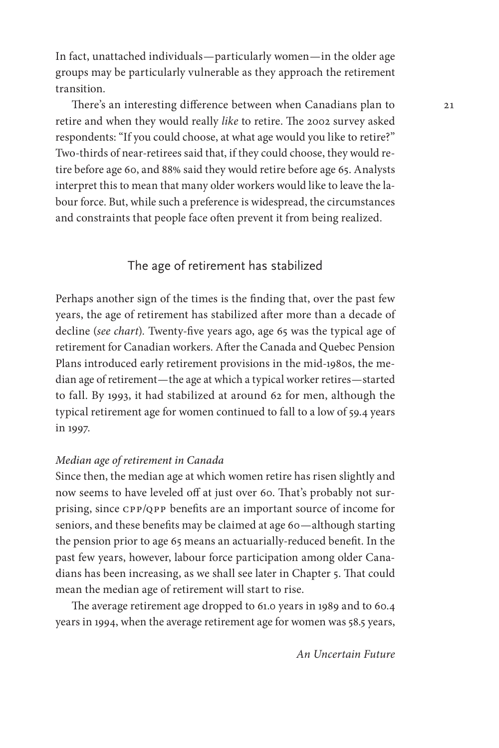In fact, unattached individuals—particularly women—in the older age groups may be particularly vulnerable as they approach the retirement transition.

There's an interesting difference between when Canadians plan to retire and when they would really *like* to retire. The 2002 survey asked respondents: "If you could choose, at what age would you like to retire?" Two-thirds of near-retirees said that, if they could choose, they would retire before age 60, and 88% said they would retire before age 65. Analysts interpret this to mean that many older workers would like to leave the labour force. But, while such a preference is widespread, the circumstances and constraints that people face often prevent it from being realized.

## The age of retirement has stabilized

Perhaps another sign of the times is the finding that, over the past few years, the age of retirement has stabilized after more than a decade of decline (*see chart*). Twenty-five years ago, age 65 was the typical age of retirement for Canadian workers. After the Canada and Quebec Pension Plans introduced early retirement provisions in the mid-1980s, the median age of retirement—the age at which a typical worker retires—started to fall. By 1993, it had stabilized at around 62 for men, although the typical retirement age for women continued to fall to a low of 59.4 years in 1997.

*Median age of retirement in Canada*

Since then, the median age at which women retire has risen slightly and now seems to have leveled off at just over 60. That's probably not surprising, since CPP/QPP benefits are an important source of income for seniors, and these benefits may be claimed at age 60—although starting the pension prior to age 65 means an actuarially-reduced benefit. In the past few years, however, labour force participation among older Canadians has been increasing, as we shall see later in Chapter 5. That could mean the median age of retirement will start to rise.

The average retirement age dropped to 61.0 years in 1989 and to 60.4 years in 1994, when the average retirement age for women was 58.5 years,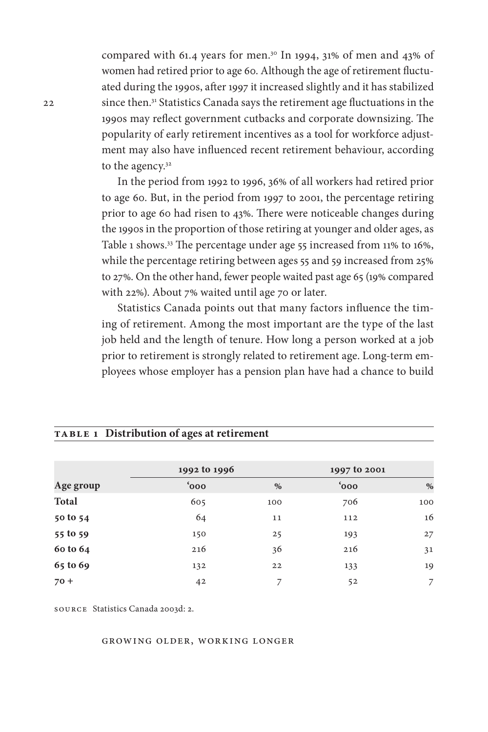compared with 61.4 years for men.[30] In 1994, 31% of men and 43% of women had retired prior to age 60. Although the age of retirement fluctuated during the 1990s, after 1997 it increased slightly and it has stabilized since then.[31] Statistics Canada says the retirement age fluctuations in the 1990s may reflect government cutbacks and corporate downsizing. The popularity of early retirement incentives as a tool for workforce adjustment may also have influenced recent retirement behaviour, according to the agency.[32]

In the period from 1992 to 1996, 36% of all workers had retired prior to age 60. But, in the period from 1997 to 2001, the percentage retiring prior to age 60 had risen to 43%. There were noticeable changes during the 1990s in the proportion of those retiring at younger and older ages, as Table 1 shows.[33] The percentage under age 55 increased from 11% to 16%, while the percentage retiring between ages 55 and 59 increased from 25% to 27%. On the other hand, fewer people waited past age 65 (19% compared with 22%). About 7% waited until age 70 or later.

Statistics Canada points out that many factors influence the timing of retirement. Among the most important are the type of the last job held and the length of tenure. How long a person worked at a job prior to retirement is strongly related to retirement age. Long-term employees whose employer has a pension plan have had a chance to build

**TABLE 1 Distribution of ages at retirement**

| | 1992 to 1996 | | 1997 to 2001 | |
|---|---|---|---|---|
| **Age group** | '000 | % | '000 | % |
| **Total** | 605 | 100 | 706 | 100 |
| **50 to 54** | 64 | 11 | 112 | 16 |
| **55 to 59** | 150 | 25 | 193 | 27 |
| **60 to 64** | 216 | 36 | 216 | 31 |
| **65 to 69** | 132 | 22 | 133 | 19 |
| **70 +** | 42 | 7 | 52 | 7 |

SOURCE Statistics Canada 2003d: 2.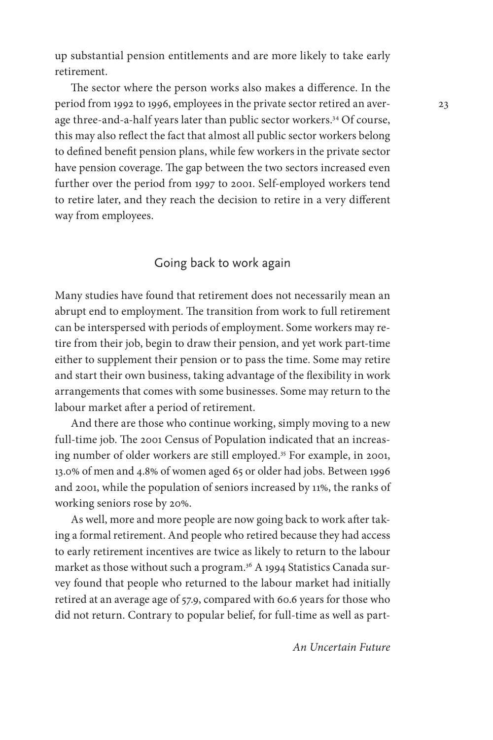up substantial pension entitlements and are more likely to take early retirement.

The sector where the person works also makes a difference. In the period from 1992 to 1996, employees in the private sector retired an average three-and-a-half years later than public sector workers.[34] Of course, this may also reflect the fact that almost all public sector workers belong to defined benefit pension plans, while few workers in the private sector have pension coverage. The gap between the two sectors increased even further over the period from 1997 to 2001. Self-employed workers tend to retire later, and they reach the decision to retire in a very different way from employees.

## Going back to work again

Many studies have found that retirement does not necessarily mean an abrupt end to employment. The transition from work to full retirement can be interspersed with periods of employment. Some workers may retire from their job, begin to draw their pension, and yet work part-time either to supplement their pension or to pass the time. Some may retire and start their own business, taking advantage of the flexibility in work arrangements that comes with some businesses. Some may return to the labour market after a period of retirement.

And there are those who continue working, simply moving to a new full-time job. The 2001 Census of Population indicated that an increasing number of older workers are still employed.[35] For example, in 2001, 13.0% of men and 4.8% of women aged 65 or older had jobs. Between 1996 and 2001, while the population of seniors increased by 11%, the ranks of working seniors rose by 20%.

As well, more and more people are now going back to work after taking a formal retirement. And people who retired because they had access to early retirement incentives are twice as likely to return to the labour market as those without such a program.[36] A 1994 Statistics Canada survey found that people who returned to the labour market had initially retired at an average age of 57.9, compared with 60.6 years for those who did not return. Contrary to popular belief, for full-time as well as part-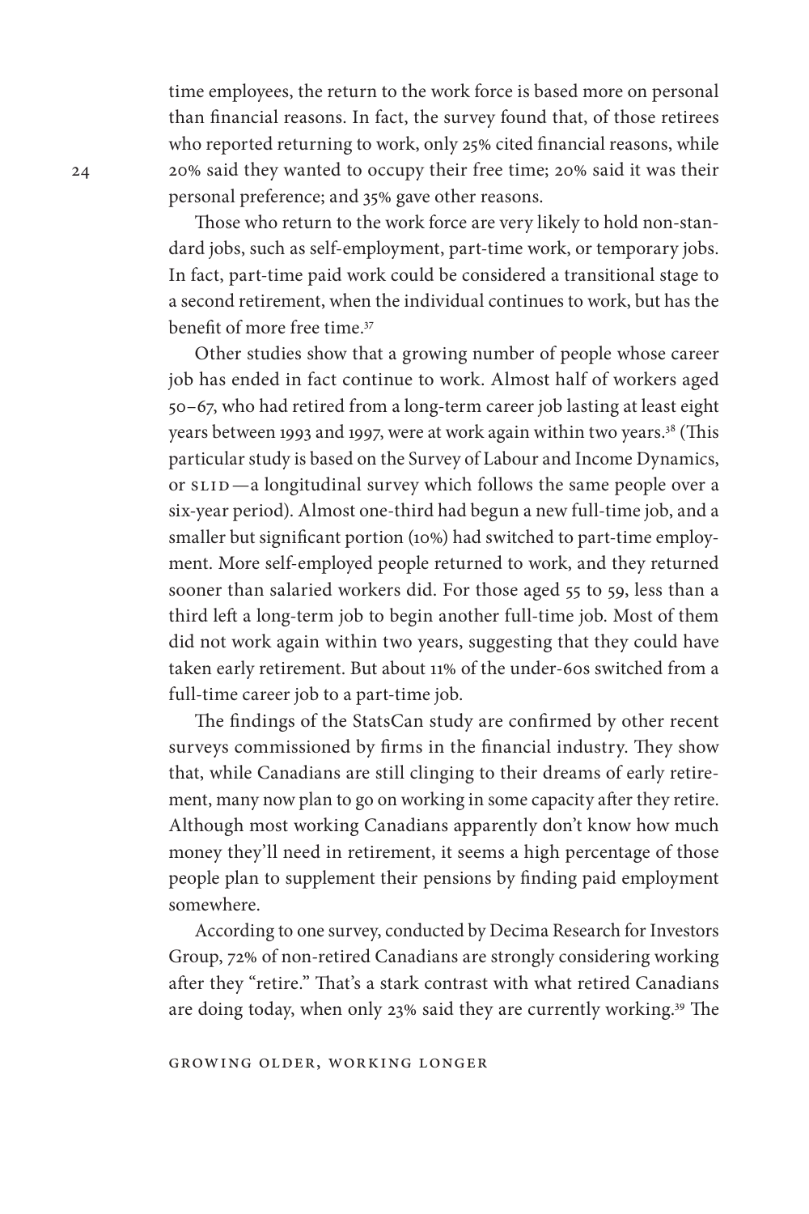time employees, the return to the work force is based more on personal than financial reasons. In fact, the survey found that, of those retirees who reported returning to work, only 25% cited financial reasons, while 20% said they wanted to occupy their free time; 20% said it was their personal preference; and 35% gave other reasons.

Those who return to the work force are very likely to hold non-standard jobs, such as self-employment, part-time work, or temporary jobs. In fact, part-time paid work could be considered a transitional stage to a second retirement, when the individual continues to work, but has the benefit of more free time.[37]

Other studies show that a growing number of people whose career job has ended in fact continue to work. Almost half of workers aged 50–67, who had retired from a long-term career job lasting at least eight years between 1993 and 1997, were at work again within two years.[38] (This particular study is based on the Survey of Labour and Income Dynamics, or SLID—a longitudinal survey which follows the same people over a six-year period). Almost one-third had begun a new full-time job, and a smaller but significant portion (10%) had switched to part-time employment. More self-employed people returned to work, and they returned sooner than salaried workers did. For those aged 55 to 59, less than a third left a long-term job to begin another full-time job. Most of them did not work again within two years, suggesting that they could have taken early retirement. But about 11% of the under-60s switched from a full-time career job to a part-time job.

The findings of the StatsCan study are confirmed by other recent surveys commissioned by firms in the financial industry. They show that, while Canadians are still clinging to their dreams of early retirement, many now plan to go on working in some capacity after they retire. Although most working Canadians apparently don't know how much money they'll need in retirement, it seems a high percentage of those people plan to supplement their pensions by finding paid employment somewhere.

According to one survey, conducted by Decima Research for Investors Group, 72% of non-retired Canadians are strongly considering working after they "retire." That's a stark contrast with what retired Canadians are doing today, when only 23% said they are currently working.[39] The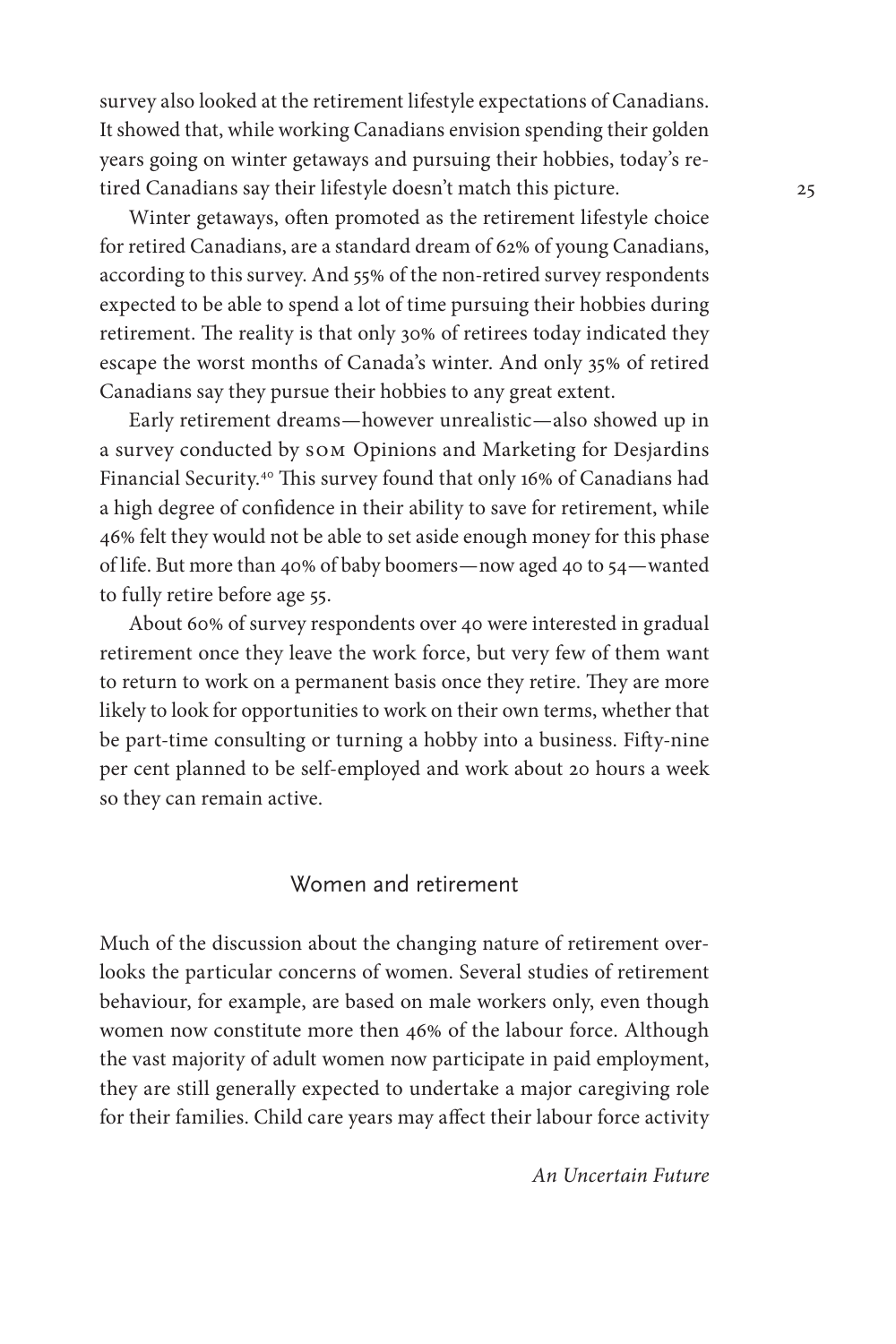survey also looked at the retirement lifestyle expectations of Canadians. It showed that, while working Canadians envision spending their golden years going on winter getaways and pursuing their hobbies, today's retired Canadians say their lifestyle doesn't match this picture.

Winter getaways, often promoted as the retirement lifestyle choice for retired Canadians, are a standard dream of 62% of young Canadians, according to this survey. And 55% of the non-retired survey respondents expected to be able to spend a lot of time pursuing their hobbies during retirement. The reality is that only 30% of retirees today indicated they escape the worst months of Canada's winter. And only 35% of retired Canadians say they pursue their hobbies to any great extent.

Early retirement dreams—however unrealistic—also showed up in a survey conducted by SOM Opinions and Marketing for Desjardins Financial Security.[40] This survey found that only 16% of Canadians had a high degree of confidence in their ability to save for retirement, while 46% felt they would not be able to set aside enough money for this phase of life. But more than 40% of baby boomers—now aged 40 to 54—wanted to fully retire before age 55.

About 60% of survey respondents over 40 were interested in gradual retirement once they leave the work force, but very few of them want to return to work on a permanent basis once they retire. They are more likely to look for opportunities to work on their own terms, whether that be part-time consulting or turning a hobby into a business. Fifty-nine per cent planned to be self-employed and work about 20 hours a week so they can remain active.

## Women and retirement

Much of the discussion about the changing nature of retirement overlooks the particular concerns of women. Several studies of retirement behaviour, for example, are based on male workers only, even though women now constitute more then 46% of the labour force. Although the vast majority of adult women now participate in paid employment, they are still generally expected to undertake a major caregiving role for their families. Child care years may affect their labour force activity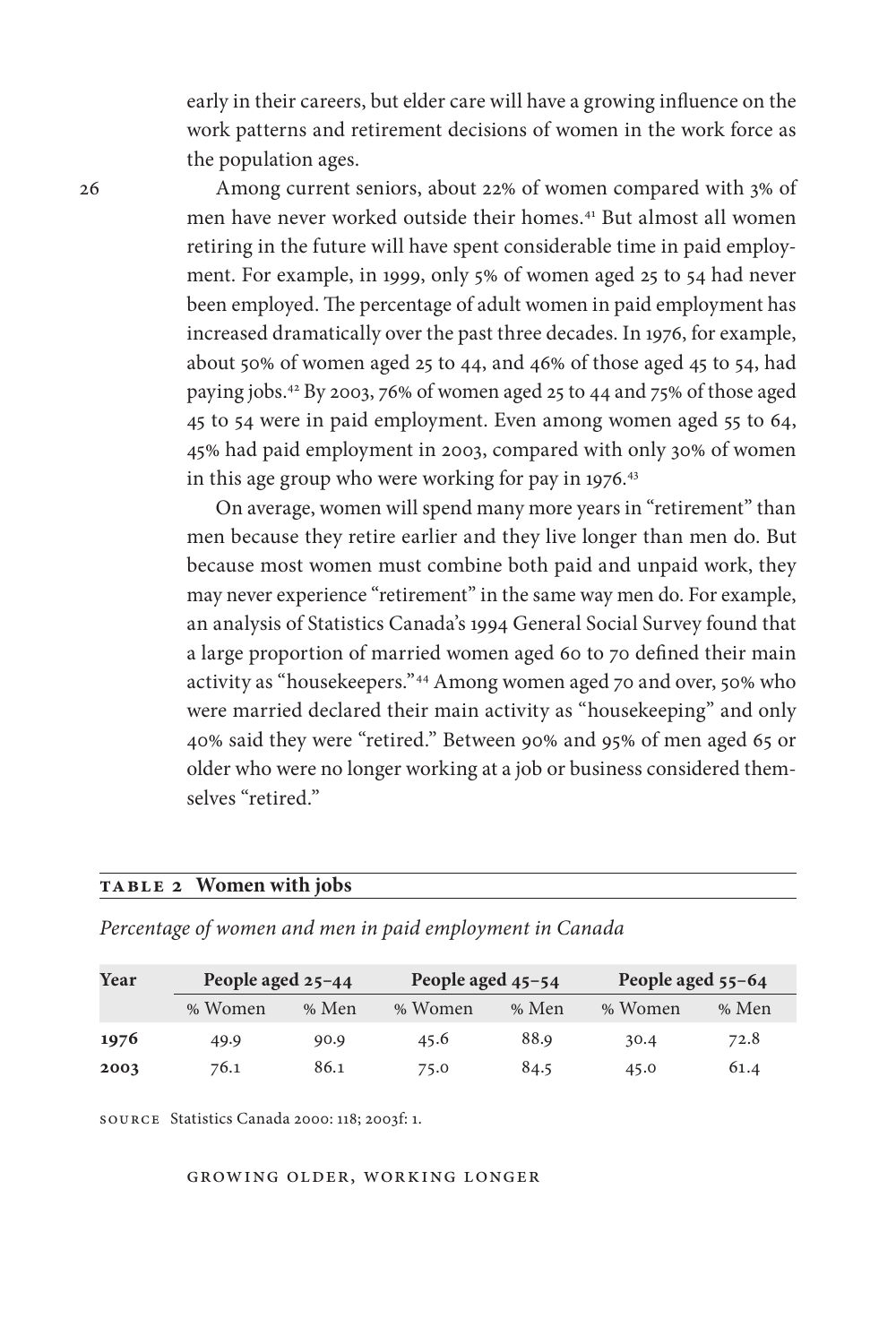early in their careers, but elder care will have a growing influence on the work patterns and retirement decisions of women in the work force as the population ages.

Among current seniors, about 22% of women compared with 3% of men have never worked outside their homes.[41] But almost all women retiring in the future will have spent considerable time in paid employment. For example, in 1999, only 5% of women aged 25 to 54 had never been employed. The percentage of adult women in paid employment has increased dramatically over the past three decades. In 1976, for example, about 50% of women aged 25 to 44, and 46% of those aged 45 to 54, had paying jobs.[42] By 2003, 76% of women aged 25 to 44 and 75% of those aged 45 to 54 were in paid employment. Even among women aged 55 to 64, 45% had paid employment in 2003, compared with only 30% of women in this age group who were working for pay in 1976.[43]

On average, women will spend many more years in "retirement" than men because they retire earlier and they live longer than men do. But because most women must combine both paid and unpaid work, they may never experience "retirement" in the same way men do. For example, an analysis of Statistics Canada's 1994 General Social Survey found that a large proportion of married women aged 60 to 70 defined their main activity as "housekeepers."[44] Among women aged 70 and over, 50% who were married declared their main activity as "housekeeping" and only 40% said they were "retired." Between 90% and 95% of men aged 65 or older who were no longer working at a job or business considered themselves "retired."

**TABLE 2 Women with jobs**

*Percentage of women and men in paid employment in Canada*

| Year | People aged 25–44 | | People aged 45–54 | | People aged 55–64 | |
|---|---|---|---|---|---|---|
| | % Women | % Men | % Women | % Men | % Women | % Men |
| **1976** | 49.9 | 90.9 | 45.6 | 88.9 | 30.4 | 72.8 |
| **2003** | 76.1 | 86.1 | 75.0 | 84.5 | 45.0 | 61.4 |

SOURCE Statistics Canada 2000: 118; 2003f: 1.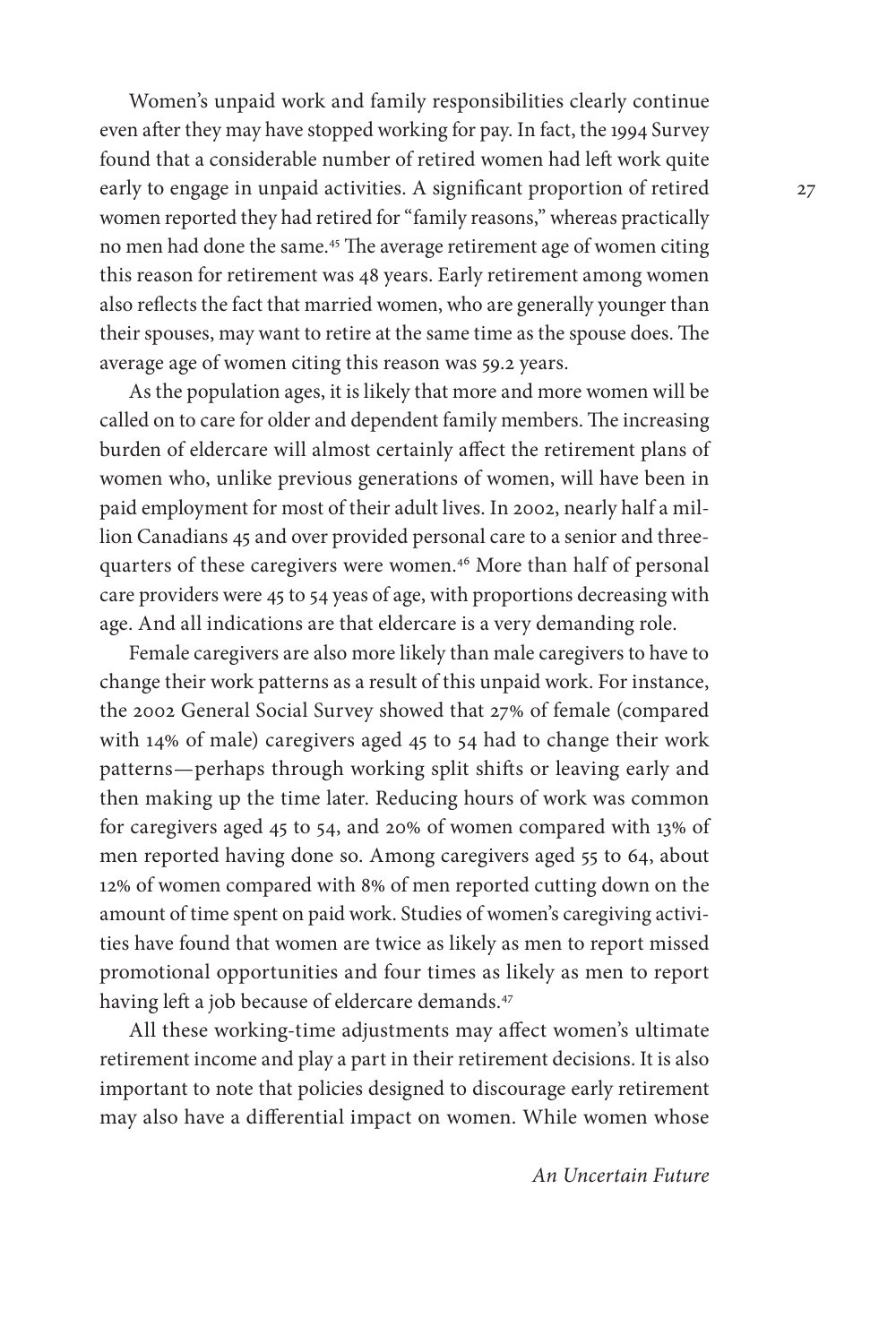Women's unpaid work and family responsibilities clearly continue even after they may have stopped working for pay. In fact, the 1994 Survey found that a considerable number of retired women had left work quite early to engage in unpaid activities. A significant proportion of retired women reported they had retired for "family reasons," whereas practically no men had done the same.[45] The average retirement age of women citing this reason for retirement was 48 years. Early retirement among women also reflects the fact that married women, who are generally younger than their spouses, may want to retire at the same time as the spouse does. The average age of women citing this reason was 59.2 years.

As the population ages, it is likely that more and more women will be called on to care for older and dependent family members. The increasing burden of eldercare will almost certainly affect the retirement plans of women who, unlike previous generations of women, will have been in paid employment for most of their adult lives. In 2002, nearly half a million Canadians 45 and over provided personal care to a senior and three-quarters of these caregivers were women.[46] More than half of personal care providers were 45 to 54 yeas of age, with proportions decreasing with age. And all indications are that eldercare is a very demanding role.

Female caregivers are also more likely than male caregivers to have to change their work patterns as a result of this unpaid work. For instance, the 2002 General Social Survey showed that 27% of female (compared with 14% of male) caregivers aged 45 to 54 had to change their work patterns—perhaps through working split shifts or leaving early and then making up the time later. Reducing hours of work was common for caregivers aged 45 to 54, and 20% of women compared with 13% of men reported having done so. Among caregivers aged 55 to 64, about 12% of women compared with 8% of men reported cutting down on the amount of time spent on paid work. Studies of women's caregiving activities have found that women are twice as likely as men to report missed promotional opportunities and four times as likely as men to report having left a job because of eldercare demands.[47]

All these working-time adjustments may affect women's ultimate retirement income and play a part in their retirement decisions. It is also important to note that policies designed to discourage early retirement may also have a differential impact on women. While women whose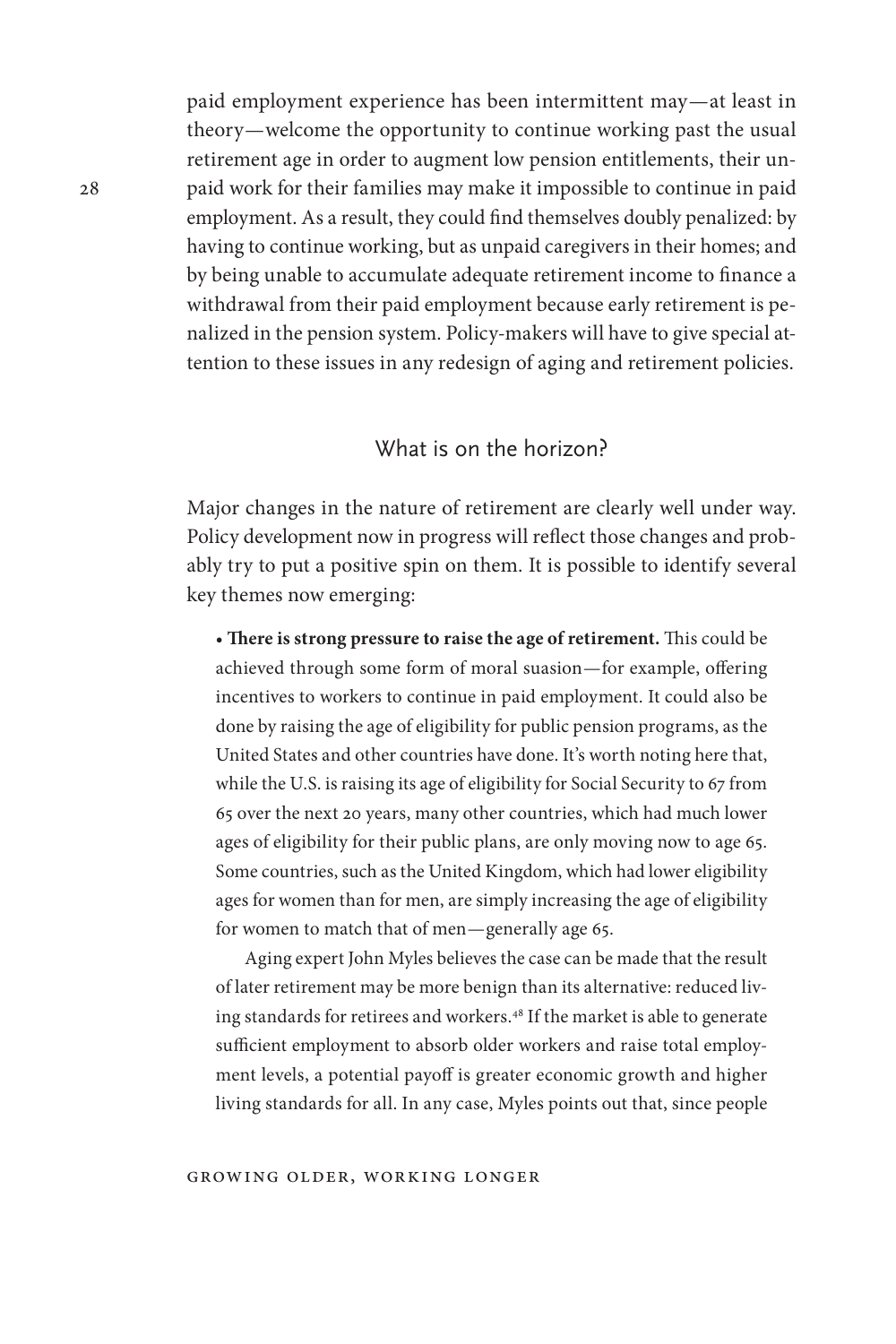paid employment experience has been intermittent may—at least in theory—welcome the opportunity to continue working past the usual retirement age in order to augment low pension entitlements, their unpaid work for their families may make it impossible to continue in paid employment. As a result, they could find themselves doubly penalized: by having to continue working, but as unpaid caregivers in their homes; and by being unable to accumulate adequate retirement income to finance a withdrawal from their paid employment because early retirement is penalized in the pension system. Policy-makers will have to give special attention to these issues in any redesign of aging and retirement policies.

## What is on the horizon?

Major changes in the nature of retirement are clearly well under way. Policy development now in progress will reflect those changes and probably try to put a positive spin on them. It is possible to identify several key themes now emerging:

- **There is strong pressure to raise the age of retirement.** This could be achieved through some form of moral suasion—for example, offering incentives to workers to continue in paid employment. It could also be done by raising the age of eligibility for public pension programs, as the United States and other countries have done. It's worth noting here that, while the U.S. is raising its age of eligibility for Social Security to 67 from 65 over the next 20 years, many other countries, which had much lower ages of eligibility for their public plans, are only moving now to age 65. Some countries, such as the United Kingdom, which had lower eligibility ages for women than for men, are simply increasing the age of eligibility for women to match that of men—generally age 65.

  Aging expert John Myles believes the case can be made that the result of later retirement may be more benign than its alternative: reduced living standards for retirees and workers.[48] If the market is able to generate sufficient employment to absorb older workers and raise total employment levels, a potential payoff is greater economic growth and higher living standards for all. In any case, Myles points out that, since people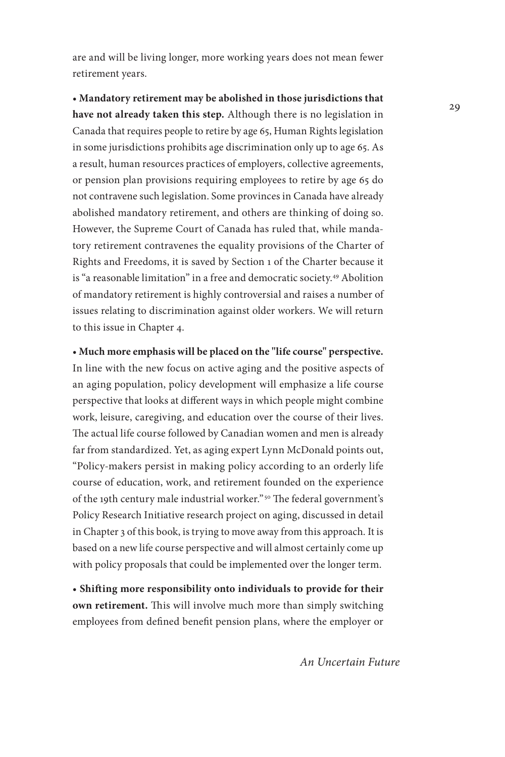are and will be living longer, more working years does not mean fewer retirement years.

• **Mandatory retirement may be abolished in those jurisdictions that have not already taken this step.** Although there is no legislation in Canada that requires people to retire by age 65, Human Rights legislation in some jurisdictions prohibits age discrimination only up to age 65. As a result, human resources practices of employers, collective agreements, or pension plan provisions requiring employees to retire by age 65 do not contravene such legislation. Some provinces in Canada have already abolished mandatory retirement, and others are thinking of doing so. However, the Supreme Court of Canada has ruled that, while mandatory retirement contravenes the equality provisions of the Charter of Rights and Freedoms, it is saved by Section 1 of the Charter because it is "a reasonable limitation" in a free and democratic society.[49] Abolition of mandatory retirement is highly controversial and raises a number of issues relating to discrimination against older workers. We will return to this issue in Chapter 4.

• **Much more emphasis will be placed on the "life course" perspective.** In line with the new focus on active aging and the positive aspects of an aging population, policy development will emphasize a life course perspective that looks at different ways in which people might combine work, leisure, caregiving, and education over the course of their lives. The actual life course followed by Canadian women and men is already far from standardized. Yet, as aging expert Lynn McDonald points out, "Policy-makers persist in making policy according to an orderly life course of education, work, and retirement founded on the experience of the 19th century male industrial worker."[50] The federal government's Policy Research Initiative research project on aging, discussed in detail in Chapter 3 of this book, is trying to move away from this approach. It is based on a new life course perspective and will almost certainly come up with policy proposals that could be implemented over the longer term.

• **Shifting more responsibility onto individuals to provide for their own retirement.** This will involve much more than simply switching employees from defined benefit pension plans, where the employer or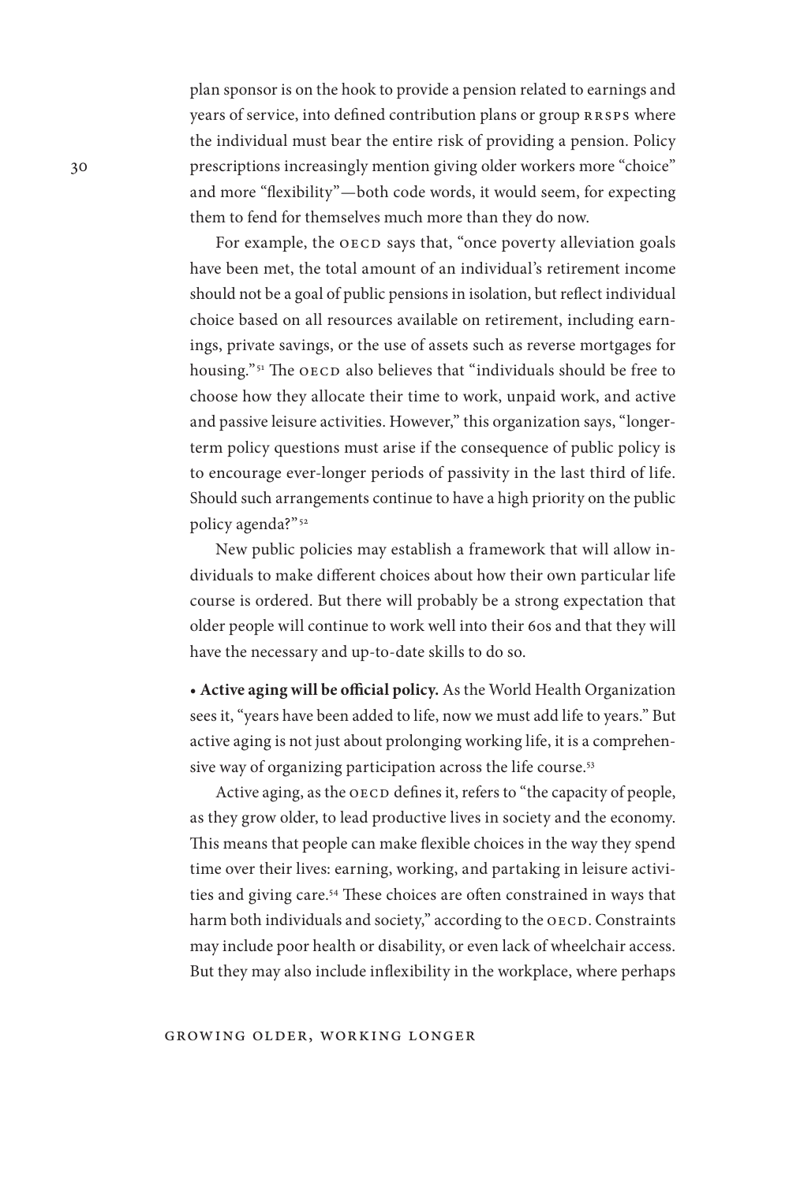plan sponsor is on the hook to provide a pension related to earnings and years of service, into defined contribution plans or group RRSPS where the individual must bear the entire risk of providing a pension. Policy prescriptions increasingly mention giving older workers more "choice" and more "flexibility"—both code words, it would seem, for expecting them to fend for themselves much more than they do now.

For example, the OECD says that, "once poverty alleviation goals have been met, the total amount of an individual's retirement income should not be a goal of public pensions in isolation, but reflect individual choice based on all resources available on retirement, including earnings, private savings, or the use of assets such as reverse mortgages for housing."[51] The OECD also believes that "individuals should be free to choose how they allocate their time to work, unpaid work, and active and passive leisure activities. However," this organization says, "longer-term policy questions must arise if the consequence of public policy is to encourage ever-longer periods of passivity in the last third of life. Should such arrangements continue to have a high priority on the public policy agenda?"[52]

New public policies may establish a framework that will allow individuals to make different choices about how their own particular life course is ordered. But there will probably be a strong expectation that older people will continue to work well into their 60s and that they will have the necessary and up-to-date skills to do so.

- **Active aging will be official policy.** As the World Health Organization sees it, "years have been added to life, now we must add life to years." But active aging is not just about prolonging working life, it is a comprehensive way of organizing participation across the life course.[53]

Active aging, as the OECD defines it, refers to "the capacity of people, as they grow older, to lead productive lives in society and the economy. This means that people can make flexible choices in the way they spend time over their lives: earning, working, and partaking in leisure activities and giving care.[54] These choices are often constrained in ways that harm both individuals and society," according to the OECD. Constraints may include poor health or disability, or even lack of wheelchair access. But they may also include inflexibility in the workplace, where perhaps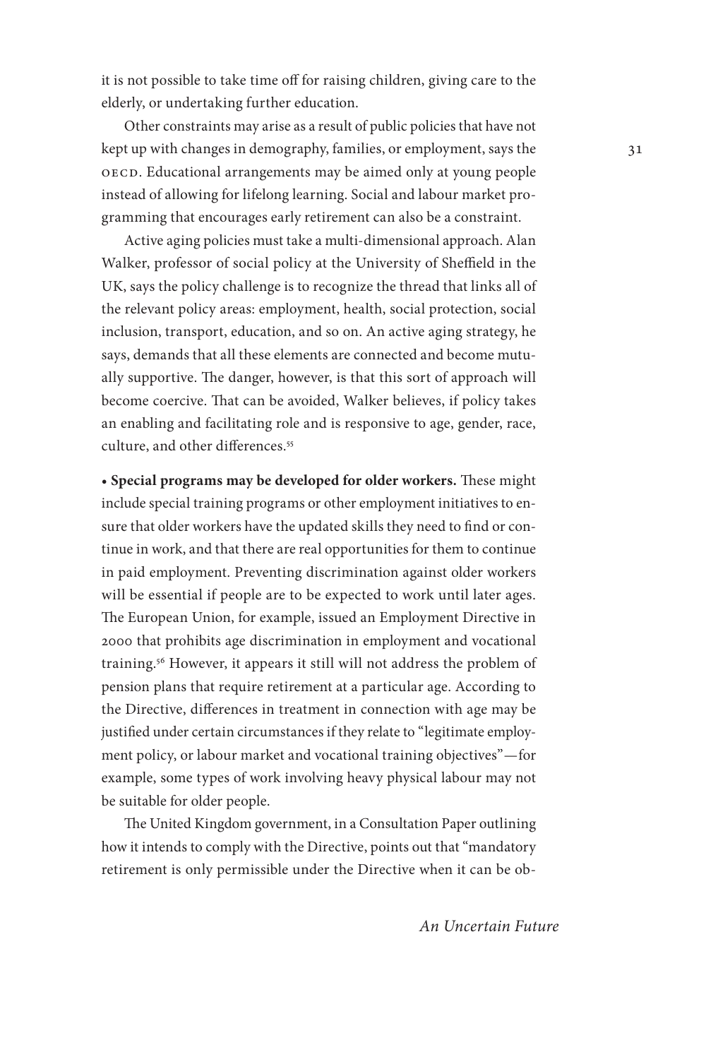it is not possible to take time off for raising children, giving care to the elderly, or undertaking further education.

Other constraints may arise as a result of public policies that have not kept up with changes in demography, families, or employment, says the OECD. Educational arrangements may be aimed only at young people instead of allowing for lifelong learning. Social and labour market programming that encourages early retirement can also be a constraint.

Active aging policies must take a multi-dimensional approach. Alan Walker, professor of social policy at the University of Sheffield in the UK, says the policy challenge is to recognize the thread that links all of the relevant policy areas: employment, health, social protection, social inclusion, transport, education, and so on. An active aging strategy, he says, demands that all these elements are connected and become mutually supportive. The danger, however, is that this sort of approach will become coercive. That can be avoided, Walker believes, if policy takes an enabling and facilitating role and is responsive to age, gender, race, culture, and other differences.[55]

• **Special programs may be developed for older workers.** These might include special training programs or other employment initiatives to ensure that older workers have the updated skills they need to find or continue in work, and that there are real opportunities for them to continue in paid employment. Preventing discrimination against older workers will be essential if people are to be expected to work until later ages. The European Union, for example, issued an Employment Directive in 2000 that prohibits age discrimination in employment and vocational training.[56] However, it appears it still will not address the problem of pension plans that require retirement at a particular age. According to the Directive, differences in treatment in connection with age may be justified under certain circumstances if they relate to "legitimate employment policy, or labour market and vocational training objectives"—for example, some types of work involving heavy physical labour may not be suitable for older people.

The United Kingdom government, in a Consultation Paper outlining how it intends to comply with the Directive, points out that "mandatory retirement is only permissible under the Directive when it can be ob-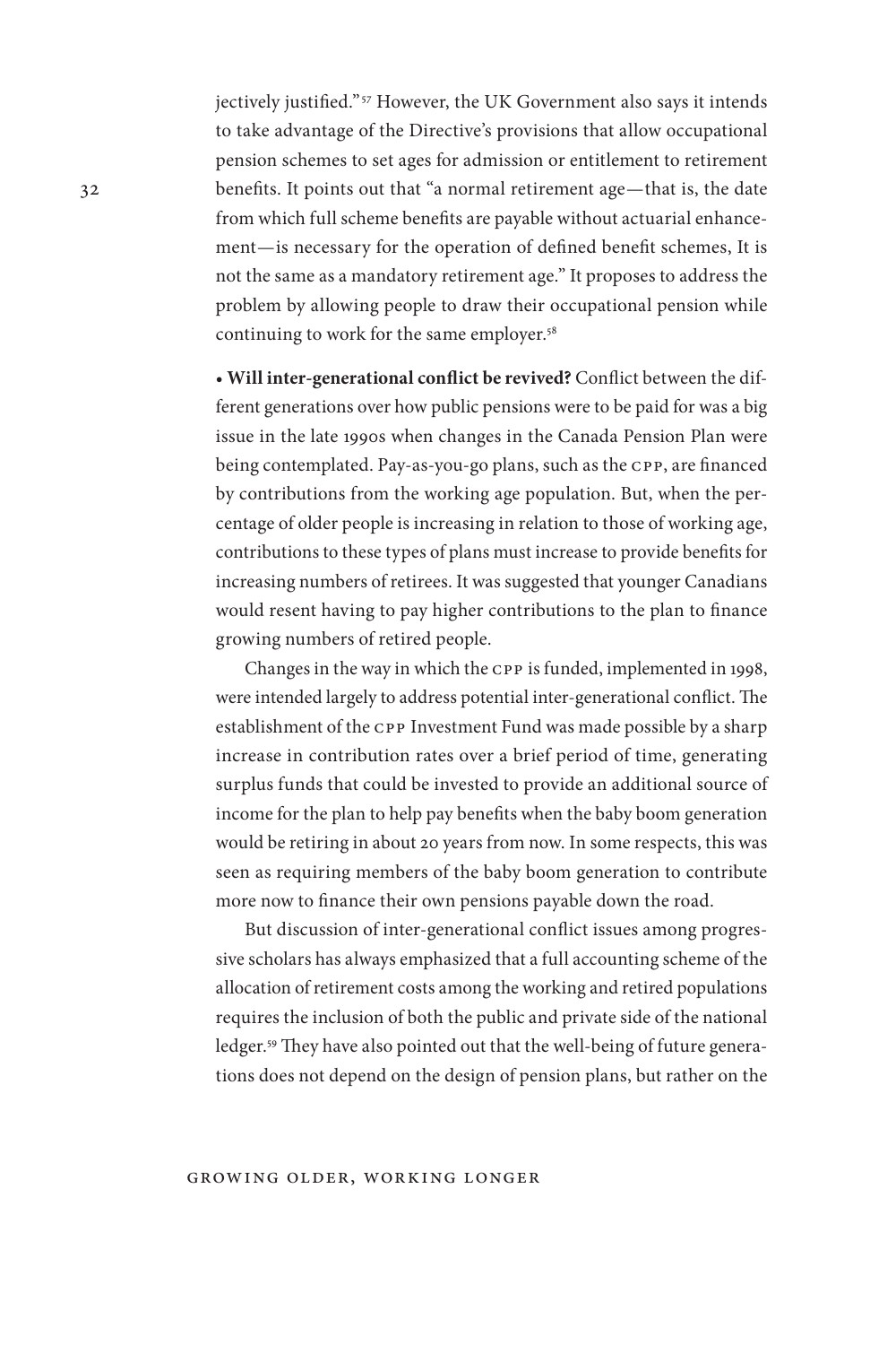jectively justified."[57] However, the UK Government also says it intends to take advantage of the Directive's provisions that allow occupational pension schemes to set ages for admission or entitlement to retirement benefits. It points out that "a normal retirement age—that is, the date from which full scheme benefits are payable without actuarial enhancement—is necessary for the operation of defined benefit schemes, It is not the same as a mandatory retirement age." It proposes to address the problem by allowing people to draw their occupational pension while continuing to work for the same employer.[58]

• **Will inter-generational conflict be revived?** Conflict between the different generations over how public pensions were to be paid for was a big issue in the late 1990s when changes in the Canada Pension Plan were being contemplated. Pay-as-you-go plans, such as the CPP, are financed by contributions from the working age population. But, when the percentage of older people is increasing in relation to those of working age, contributions to these types of plans must increase to provide benefits for increasing numbers of retirees. It was suggested that younger Canadians would resent having to pay higher contributions to the plan to finance growing numbers of retired people.

Changes in the way in which the CPP is funded, implemented in 1998, were intended largely to address potential inter-generational conflict. The establishment of the CPP Investment Fund was made possible by a sharp increase in contribution rates over a brief period of time, generating surplus funds that could be invested to provide an additional source of income for the plan to help pay benefits when the baby boom generation would be retiring in about 20 years from now. In some respects, this was seen as requiring members of the baby boom generation to contribute more now to finance their own pensions payable down the road.

But discussion of inter-generational conflict issues among progressive scholars has always emphasized that a full accounting scheme of the allocation of retirement costs among the working and retired populations requires the inclusion of both the public and private side of the national ledger.[59] They have also pointed out that the well-being of future generations does not depend on the design of pension plans, but rather on the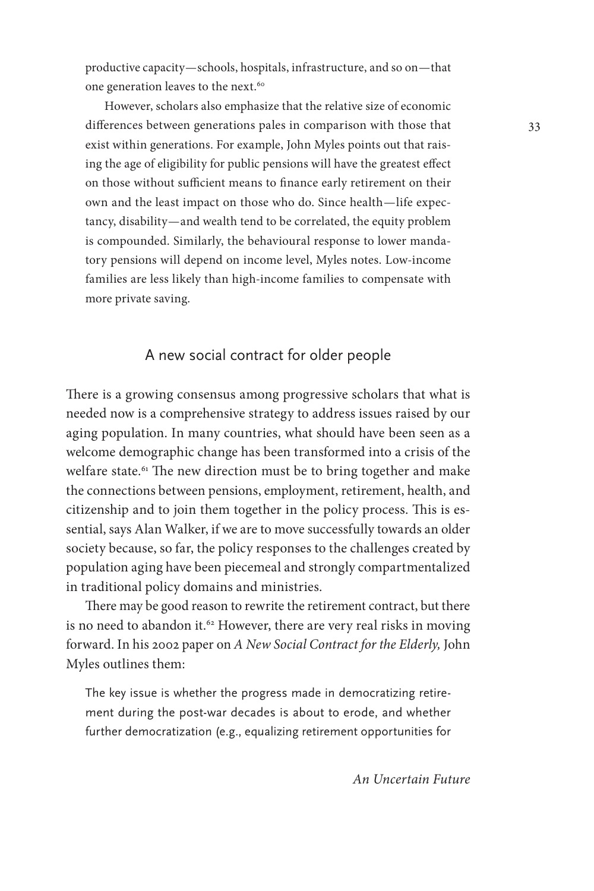productive capacity—schools, hospitals, infrastructure, and so on—that one generation leaves to the next.[60]

However, scholars also emphasize that the relative size of economic differences between generations pales in comparison with those that exist within generations. For example, John Myles points out that raising the age of eligibility for public pensions will have the greatest effect on those without sufficient means to finance early retirement on their own and the least impact on those who do. Since health—life expectancy, disability—and wealth tend to be correlated, the equity problem is compounded. Similarly, the behavioural response to lower mandatory pensions will depend on income level, Myles notes. Low-income families are less likely than high-income families to compensate with more private saving.

## A new social contract for older people

There is a growing consensus among progressive scholars that what is needed now is a comprehensive strategy to address issues raised by our aging population. In many countries, what should have been seen as a welcome demographic change has been transformed into a crisis of the welfare state.[61] The new direction must be to bring together and make the connections between pensions, employment, retirement, health, and citizenship and to join them together in the policy process. This is essential, says Alan Walker, if we are to move successfully towards an older society because, so far, the policy responses to the challenges created by population aging have been piecemeal and strongly compartmentalized in traditional policy domains and ministries.

There may be good reason to rewrite the retirement contract, but there is no need to abandon it.[62] However, there are very real risks in moving forward. In his 2002 paper on *A New Social Contract for the Elderly,* John Myles outlines them:

> The key issue is whether the progress made in democratizing retirement during the post-war decades is about to erode, and whether further democratization (e.g., equalizing retirement opportunities for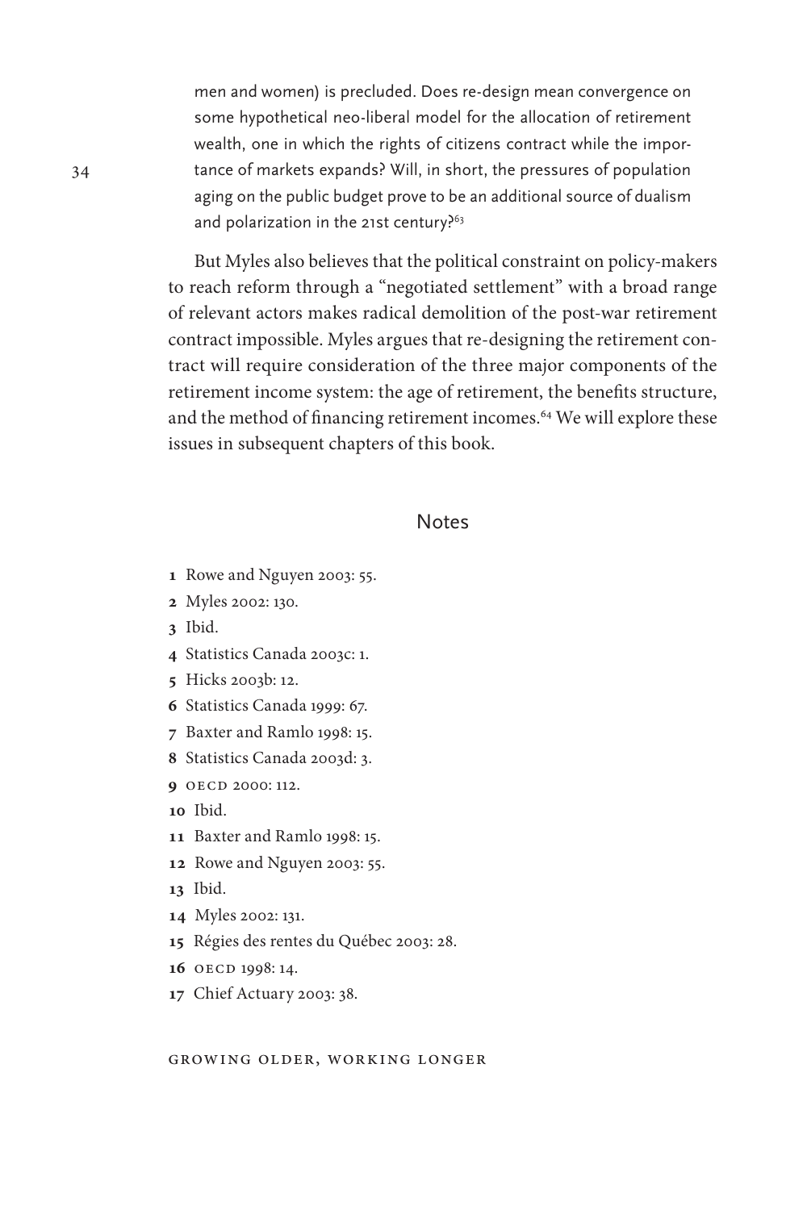> men and women) is precluded. Does re-design mean convergence on some hypothetical neo-liberal model for the allocation of retirement wealth, one in which the rights of citizens contract while the importance of markets expands? Will, in short, the pressures of population aging on the public budget prove to be an additional source of dualism and polarization in the 21st century?[63]

But Myles also believes that the political constraint on policy-makers to reach reform through a "negotiated settlement" with a broad range of relevant actors makes radical demolition of the post-war retirement contract impossible. Myles argues that re-designing the retirement contract will require consideration of the three major components of the retirement income system: the age of retirement, the benefits structure, and the method of financing retirement incomes.[64] We will explore these issues in subsequent chapters of this book.

## Notes

**1** Rowe and Nguyen 2003: 55.
**2** Myles 2002: 130.
**3** Ibid.
**4** Statistics Canada 2003c: 1.
**5** Hicks 2003b: 12.
**6** Statistics Canada 1999: 67.
**7** Baxter and Ramlo 1998: 15.
**8** Statistics Canada 2003d: 3.
**9** OECD 2000: 112.
**10** Ibid.
**11** Baxter and Ramlo 1998: 15.
**12** Rowe and Nguyen 2003: 55.
**13** Ibid.
**14** Myles 2002: 131.
**15** Régies des rentes du Québec 2003: 28.
**16** OECD 1998: 14.
**17** Chief Actuary 2003: 38.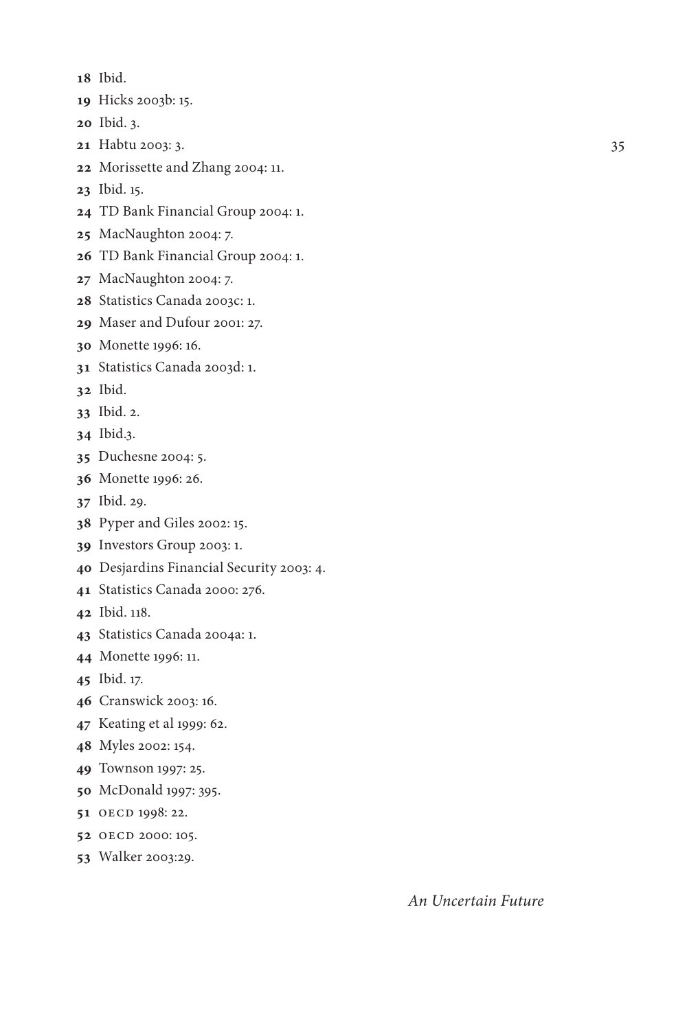**18** Ibid.

**19** Hicks 2003b: 15.

**20** Ibid. 3.

**21** Habtu 2003: 3.

**22** Morissette and Zhang 2004: 11.

**23** Ibid. 15.

**24** TD Bank Financial Group 2004: 1.

**25** MacNaughton 2004: 7.

**26** TD Bank Financial Group 2004: 1.

**27** MacNaughton 2004: 7.

**28** Statistics Canada 2003c: 1.

**29** Maser and Dufour 2001: 27.

**30** Monette 1996: 16.

**31** Statistics Canada 2003d: 1.

**32** Ibid.

**33** Ibid. 2.

**34** Ibid.3.

**35** Duchesne 2004: 5.

**36** Monette 1996: 26.

**37** Ibid. 29.

**38** Pyper and Giles 2002: 15.

**39** Investors Group 2003: 1.

**40** Desjardins Financial Security 2003: 4.

**41** Statistics Canada 2000: 276.

**42** Ibid. 118.

**43** Statistics Canada 2004a: 1.

**44** Monette 1996: 11.

**45** Ibid. 17.

**46** Cranswick 2003: 16.

**47** Keating et al 1999: 62.

**48** Myles 2002: 154.

**49** Townson 1997: 25.

**50** McDonald 1997: 395.

**51** OECD 1998: 22.

**52** OECD 2000: 105.

**53** Walker 2003:29.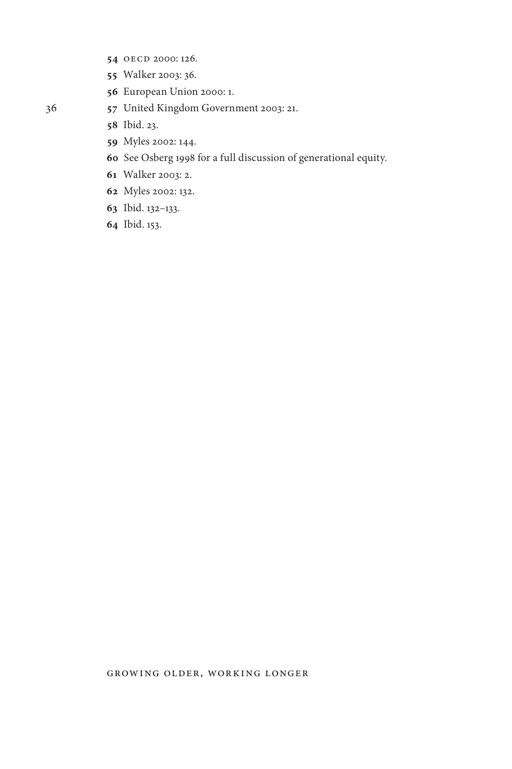**54** OECD 2000: 126.

**55** Walker 2003: 36.

**56** European Union 2000: 1.

**57** United Kingdom Government 2003: 21.

**58** Ibid. 23.

**59** Myles 2002: 144.

**60** See Osberg 1998 for a full discussion of generational equity.

**61** Walker 2003: 2.

**62** Myles 2002: 132.

**63** Ibid. 132–133.

**64** Ibid. 153.